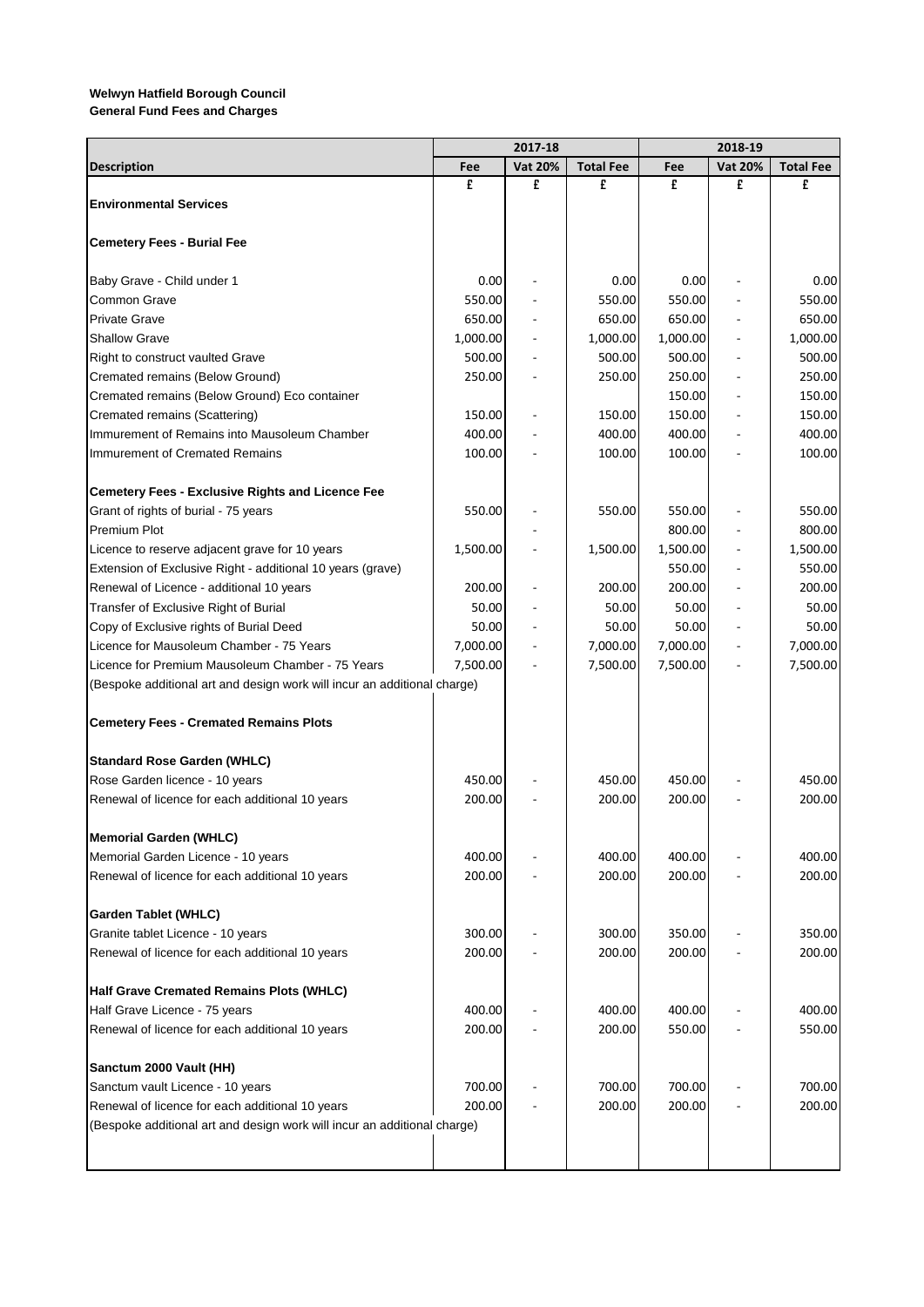**Welwyn Hatfield Borough Council**
**General Fund Fees and Charges**

| | 2017-18 | | | 2018-19 | | |
|---|---|---|---|---|---|---|
| **Description** | **Fee** | **Vat 20%** | **Total Fee** | **Fee** | **Vat 20%** | **Total Fee** |
| | £ | £ | £ | £ | £ | £ |
| **Environmental Services** | | | | | | |
| **Cemetery Fees - Burial Fee** | | | | | | |
| Baby Grave - Child under 1 | 0.00 | - | 0.00 | 0.00 | - | 0.00 |
| Common Grave | 550.00 | - | 550.00 | 550.00 | - | 550.00 |
| Private Grave | 650.00 | - | 650.00 | 650.00 | - | 650.00 |
| Shallow Grave | 1,000.00 | - | 1,000.00 | 1,000.00 | - | 1,000.00 |
| Right to construct vaulted Grave | 500.00 | - | 500.00 | 500.00 | - | 500.00 |
| Cremated remains (Below Ground) | 250.00 | - | 250.00 | 250.00 | - | 250.00 |
| Cremated remains (Below Ground) Eco container | | | | 150.00 | - | 150.00 |
| Cremated remains (Scattering) | 150.00 | - | 150.00 | 150.00 | - | 150.00 |
| Immurement of Remains into Mausoleum Chamber | 400.00 | - | 400.00 | 400.00 | - | 400.00 |
| Immurement of Cremated Remains | 100.00 | - | 100.00 | 100.00 | - | 100.00 |
| **Cemetery Fees - Exclusive Rights and Licence Fee** | | | | | | |
| Grant of rights of burial - 75 years | 550.00 | - | 550.00 | 550.00 | - | 550.00 |
| Premium Plot | | - | | 800.00 | - | 800.00 |
| Licence to reserve adjacent grave for 10 years | 1,500.00 | - | 1,500.00 | 1,500.00 | - | 1,500.00 |
| Extension of Exclusive Right - additional 10 years (grave) | | | | 550.00 | - | 550.00 |
| Renewal of Licence - additional 10 years | 200.00 | - | 200.00 | 200.00 | - | 200.00 |
| Transfer of Exclusive Right of Burial | 50.00 | - | 50.00 | 50.00 | - | 50.00 |
| Copy of Exclusive rights of Burial Deed | 50.00 | - | 50.00 | 50.00 | - | 50.00 |
| Licence for Mausoleum Chamber - 75 Years | 7,000.00 | - | 7,000.00 | 7,000.00 | - | 7,000.00 |
| Licence for Premium Mausoleum Chamber - 75 Years | 7,500.00 | - | 7,500.00 | 7,500.00 | - | 7,500.00 |
| (Bespoke additional art and design work will incur an additional charge) | | | | | | |
| **Cemetery Fees - Cremated Remains Plots** | | | | | | |
| **Standard Rose Garden (WHLC)** | | | | | | |
| Rose Garden licence - 10 years | 450.00 | - | 450.00 | 450.00 | - | 450.00 |
| Renewal of licence for each additional 10 years | 200.00 | - | 200.00 | 200.00 | - | 200.00 |
| **Memorial Garden (WHLC)** | | | | | | |
| Memorial Garden Licence - 10 years | 400.00 | - | 400.00 | 400.00 | - | 400.00 |
| Renewal of licence for each additional 10 years | 200.00 | - | 200.00 | 200.00 | - | 200.00 |
| **Garden Tablet (WHLC)** | | | | | | |
| Granite tablet Licence - 10 years | 300.00 | - | 300.00 | 350.00 | - | 350.00 |
| Renewal of licence for each additional 10 years | 200.00 | - | 200.00 | 200.00 | - | 200.00 |
| **Half Grave Cremated Remains Plots (WHLC)** | | | | | | |
| Half Grave Licence - 75 years | 400.00 | - | 400.00 | 400.00 | - | 400.00 |
| Renewal of licence for each additional 10 years | 200.00 | - | 200.00 | 550.00 | - | 550.00 |
| **Sanctum 2000 Vault (HH)** | | | | | | |
| Sanctum vault Licence - 10 years | 700.00 | - | 700.00 | 700.00 | - | 700.00 |
| Renewal of licence for each additional 10 years | 200.00 | - | 200.00 | 200.00 | - | 200.00 |
| (Bespoke additional art and design work will incur an additional charge) | | | | | | |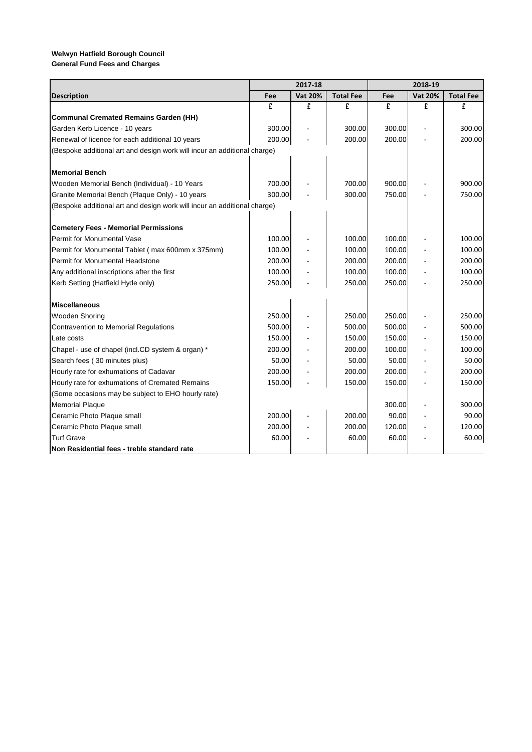**Welwyn Hatfield Borough Council**
**General Fund Fees and Charges**

| | 2017-18 | | | 2018-19 | | |
|---|---|---|---|---|---|---|
| **Description** | **Fee** | **Vat 20%** | **Total Fee** | **Fee** | **Vat 20%** | **Total Fee** |
| | £ | £ | £ | £ | £ | £ |
| **Communal Cremated Remains Garden (HH)** | | | | | | |
| Garden Kerb Licence - 10 years | 300.00 | - | 300.00 | 300.00 | - | 300.00 |
| Renewal of licence for each additional 10 years | 200.00 | - | 200.00 | 200.00 | - | 200.00 |
| (Bespoke additional art and design work will incur an additional charge) | | | | | | |
| | | | | | | |
| **Memorial Bench** | | | | | | |
| Wooden Memorial Bench (Individual) - 10 Years | 700.00 | - | 700.00 | 900.00 | - | 900.00 |
| Granite Memorial Bench (Plaque Only) - 10 years | 300.00 | - | 300.00 | 750.00 | - | 750.00 |
| (Bespoke additional art and design work will incur an additional charge) | | | | | | |
| | | | | | | |
| **Cemetery Fees - Memorial Permissions** | | | | | | |
| Permit for Monumental Vase | 100.00 | - | 100.00 | 100.00 | - | 100.00 |
| Permit for Monumental Tablet ( max 600mm x 375mm) | 100.00 | - | 100.00 | 100.00 | - | 100.00 |
| Permit for Monumental Headstone | 200.00 | - | 200.00 | 200.00 | - | 200.00 |
| Any additional inscriptions after the first | 100.00 | - | 100.00 | 100.00 | - | 100.00 |
| Kerb Setting (Hatfield Hyde only) | 250.00 | - | 250.00 | 250.00 | - | 250.00 |
| | | | | | | |
| **Miscellaneous** | | | | | | |
| Wooden Shoring | 250.00 | - | 250.00 | 250.00 | - | 250.00 |
| Contravention to Memorial Regulations | 500.00 | - | 500.00 | 500.00 | - | 500.00 |
| Late costs | 150.00 | - | 150.00 | 150.00 | - | 150.00 |
| Chapel - use of chapel (incl.CD system & organ) * | 200.00 | - | 200.00 | 100.00 | - | 100.00 |
| Search fees ( 30 minutes plus) | 50.00 | - | 50.00 | 50.00 | - | 50.00 |
| Hourly rate for exhumations of Cadavar | 200.00 | - | 200.00 | 200.00 | - | 200.00 |
| Hourly rate for exhumations of Cremated Remains | 150.00 | - | 150.00 | 150.00 | - | 150.00 |
| (Some occasions may be subject to EHO hourly rate) | | | | | | |
| Memorial Plaque | | | | 300.00 | - | 300.00 |
| Ceramic Photo Plaque small | 200.00 | - | 200.00 | 90.00 | - | 90.00 |
| Ceramic Photo Plaque small | 200.00 | - | 200.00 | 120.00 | - | 120.00 |
| Turf Grave | 60.00 | - | 60.00 | 60.00 | - | 60.00 |
| **Non Residential fees - treble standard rate** | | | | | | |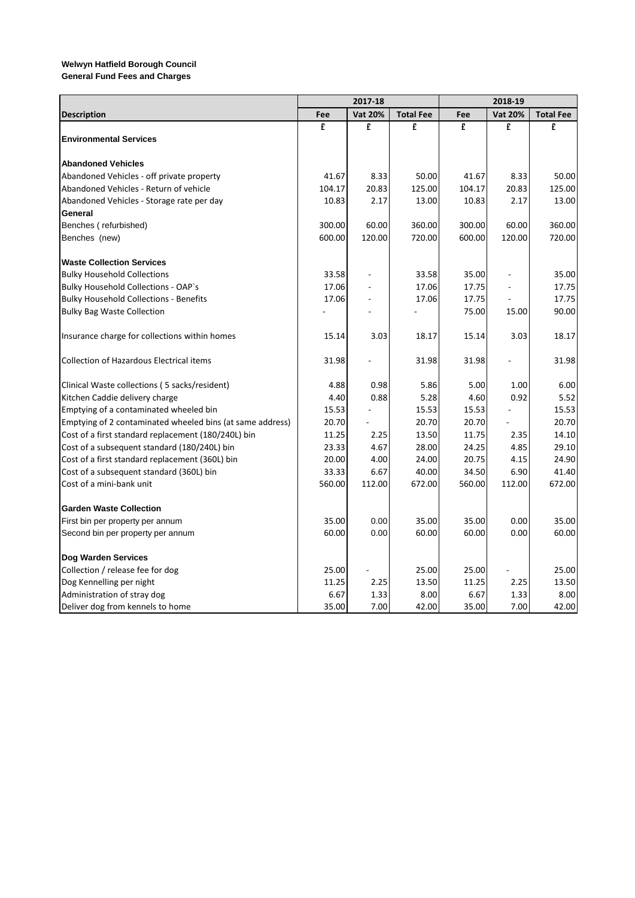**Welwyn Hatfield Borough Council**
**General Fund Fees and Charges**

| | 2017-18 | | | 2018-19 | | |
|---|---|---|---|---|---|---|
| **Description** | **Fee** | **Vat 20%** | **Total Fee** | **Fee** | **Vat 20%** | **Total Fee** |
| | £ | £ | £ | £ | £ | £ |
| **Environmental Services** | | | | | | |
| **Abandoned Vehicles** | | | | | | |
| Abandoned Vehicles - off private property | 41.67 | 8.33 | 50.00 | 41.67 | 8.33 | 50.00 |
| Abandoned Vehicles - Return of vehicle | 104.17 | 20.83 | 125.00 | 104.17 | 20.83 | 125.00 |
| Abandoned Vehicles - Storage rate per day | 10.83 | 2.17 | 13.00 | 10.83 | 2.17 | 13.00 |
| **General** | | | | | | |
| Benches ( refurbished) | 300.00 | 60.00 | 360.00 | 300.00 | 60.00 | 360.00 |
| Benches (new) | 600.00 | 120.00 | 720.00 | 600.00 | 120.00 | 720.00 |
| **Waste Collection Services** | | | | | | |
| Bulky Household Collections | 33.58 | - | 33.58 | 35.00 | - | 35.00 |
| Bulky Household Collections - OAP`s | 17.06 | - | 17.06 | 17.75 | - | 17.75 |
| Bulky Household Collections - Benefits | 17.06 | - | 17.06 | 17.75 | - | 17.75 |
| Bulky Bag Waste Collection | - | - | - | 75.00 | 15.00 | 90.00 |
| Insurance charge for collections within homes | 15.14 | 3.03 | 18.17 | 15.14 | 3.03 | 18.17 |
| Collection of Hazardous Electrical items | 31.98 | - | 31.98 | 31.98 | - | 31.98 |
| Clinical Waste collections ( 5 sacks/resident) | 4.88 | 0.98 | 5.86 | 5.00 | 1.00 | 6.00 |
| Kitchen Caddie delivery charge | 4.40 | 0.88 | 5.28 | 4.60 | 0.92 | 5.52 |
| Emptying of a contaminated wheeled bin | 15.53 | - | 15.53 | 15.53 | - | 15.53 |
| Emptying of 2 contaminated wheeled bins (at same address) | 20.70 | - | 20.70 | 20.70 | - | 20.70 |
| Cost of a first standard replacement (180/240L) bin | 11.25 | 2.25 | 13.50 | 11.75 | 2.35 | 14.10 |
| Cost of a subsequent standard (180/240L) bin | 23.33 | 4.67 | 28.00 | 24.25 | 4.85 | 29.10 |
| Cost of a first standard replacement (360L) bin | 20.00 | 4.00 | 24.00 | 20.75 | 4.15 | 24.90 |
| Cost of a subsequent standard (360L) bin | 33.33 | 6.67 | 40.00 | 34.50 | 6.90 | 41.40 |
| Cost of a mini-bank unit | 560.00 | 112.00 | 672.00 | 560.00 | 112.00 | 672.00 |
| **Garden Waste Collection** | | | | | | |
| First bin per property per annum | 35.00 | 0.00 | 35.00 | 35.00 | 0.00 | 35.00 |
| Second bin per property per annum | 60.00 | 0.00 | 60.00 | 60.00 | 0.00 | 60.00 |
| **Dog Warden Services** | | | | | | |
| Collection / release fee for dog | 25.00 | - | 25.00 | 25.00 | - | 25.00 |
| Dog Kennelling per night | 11.25 | 2.25 | 13.50 | 11.25 | 2.25 | 13.50 |
| Administration of stray dog | 6.67 | 1.33 | 8.00 | 6.67 | 1.33 | 8.00 |
| Deliver dog from kennels to home | 35.00 | 7.00 | 42.00 | 35.00 | 7.00 | 42.00 |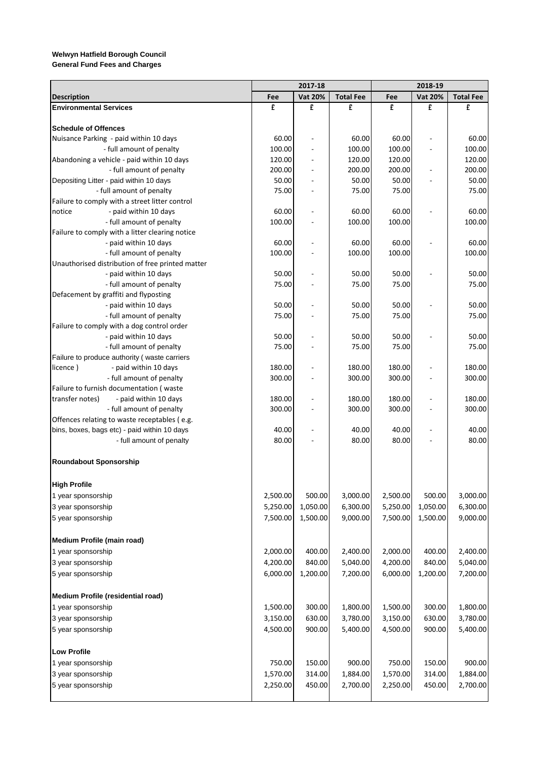**Welwyn Hatfield Borough Council**
**General Fund Fees and Charges**

| | 2017-18 | | | 2018-19 | | |
|---|---|---|---|---|---|---|
| **Description** | **Fee** | **Vat 20%** | **Total Fee** | **Fee** | **Vat 20%** | **Total Fee** |
| **Environmental Services** | **£** | **£** | **£** | **£** | **£** | **£** |
| | | | | | | |
| **Schedule of Offences** | | | | | | |
| Nuisance Parking - paid within 10 days | 60.00 | - | 60.00 | 60.00 | - | 60.00 |
| - full amount of penalty | 100.00 | - | 100.00 | 100.00 | - | 100.00 |
| Abandoning a vehicle - paid within 10 days | 120.00 | - | 120.00 | 120.00 | | 120.00 |
| - full amount of penalty | 200.00 | - | 200.00 | 200.00 | - | 200.00 |
| Depositing Litter - paid within 10 days | 50.00 | - | 50.00 | 50.00 | - | 50.00 |
| - full amount of penalty | 75.00 | - | 75.00 | 75.00 | | 75.00 |
| Failure to comply with a street litter control notice - paid within 10 days | 60.00 | - | 60.00 | 60.00 | - | 60.00 |
| - full amount of penalty | 100.00 | - | 100.00 | 100.00 | | 100.00 |
| Failure to comply with a litter clearing notice | | | | | | |
| - paid within 10 days | 60.00 | - | 60.00 | 60.00 | - | 60.00 |
| - full amount of penalty | 100.00 | - | 100.00 | 100.00 | | 100.00 |
| Unauthorised distribution of free printed matter | | | | | | |
| - paid within 10 days | 50.00 | - | 50.00 | 50.00 | - | 50.00 |
| - full amount of penalty | 75.00 | - | 75.00 | 75.00 | | 75.00 |
| Defacement by graffiti and flyposting | | | | | | |
| - paid within 10 days | 50.00 | - | 50.00 | 50.00 | - | 50.00 |
| - full amount of penalty | 75.00 | - | 75.00 | 75.00 | | 75.00 |
| Failure to comply with a dog control order | | | | | | |
| - paid within 10 days | 50.00 | - | 50.00 | 50.00 | - | 50.00 |
| - full amount of penalty | 75.00 | - | 75.00 | 75.00 | | 75.00 |
| Failure to produce authority ( waste carriers licence ) - paid within 10 days | 180.00 | - | 180.00 | 180.00 | - | 180.00 |
| - full amount of penalty | 300.00 | - | 300.00 | 300.00 | - | 300.00 |
| Failure to furnish documentation ( waste transfer notes) - paid within 10 days | 180.00 | - | 180.00 | 180.00 | - | 180.00 |
| - full amount of penalty | 300.00 | - | 300.00 | 300.00 | - | 300.00 |
| Offences relating to waste receptables ( e.g. bins, boxes, bags etc) - paid within 10 days | 40.00 | - | 40.00 | 40.00 | - | 40.00 |
| - full amount of penalty | 80.00 | - | 80.00 | 80.00 | - | 80.00 |
| | | | | | | |
| **Roundabout Sponsorship** | | | | | | |
| | | | | | | |
| **High Profile** | | | | | | |
| 1 year sponsorship | 2,500.00 | 500.00 | 3,000.00 | 2,500.00 | 500.00 | 3,000.00 |
| 3 year sponsorship | 5,250.00 | 1,050.00 | 6,300.00 | 5,250.00 | 1,050.00 | 6,300.00 |
| 5 year sponsorship | 7,500.00 | 1,500.00 | 9,000.00 | 7,500.00 | 1,500.00 | 9,000.00 |
| | | | | | | |
| **Medium Profile (main road)** | | | | | | |
| 1 year sponsorship | 2,000.00 | 400.00 | 2,400.00 | 2,000.00 | 400.00 | 2,400.00 |
| 3 year sponsorship | 4,200.00 | 840.00 | 5,040.00 | 4,200.00 | 840.00 | 5,040.00 |
| 5 year sponsorship | 6,000.00 | 1,200.00 | 7,200.00 | 6,000.00 | 1,200.00 | 7,200.00 |
| | | | | | | |
| **Medium Profile (residential road)** | | | | | | |
| 1 year sponsorship | 1,500.00 | 300.00 | 1,800.00 | 1,500.00 | 300.00 | 1,800.00 |
| 3 year sponsorship | 3,150.00 | 630.00 | 3,780.00 | 3,150.00 | 630.00 | 3,780.00 |
| 5 year sponsorship | 4,500.00 | 900.00 | 5,400.00 | 4,500.00 | 900.00 | 5,400.00 |
| | | | | | | |
| **Low Profile** | | | | | | |
| 1 year sponsorship | 750.00 | 150.00 | 900.00 | 750.00 | 150.00 | 900.00 |
| 3 year sponsorship | 1,570.00 | 314.00 | 1,884.00 | 1,570.00 | 314.00 | 1,884.00 |
| 5 year sponsorship | 2,250.00 | 450.00 | 2,700.00 | 2,250.00 | 450.00 | 2,700.00 |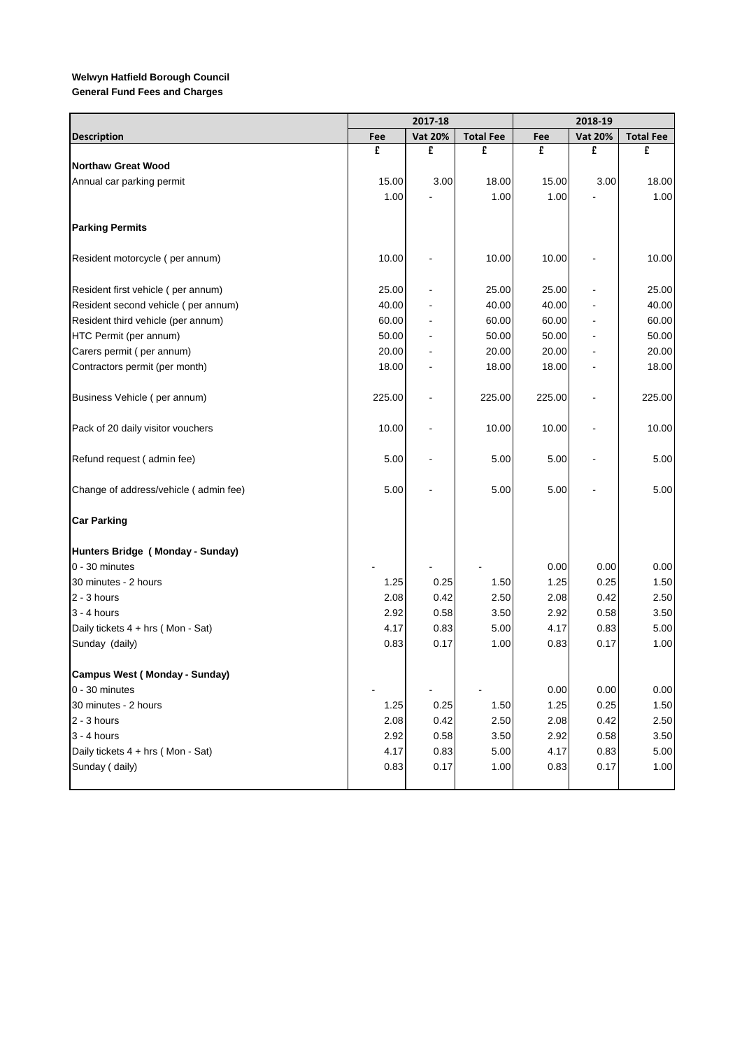**Welwyn Hatfield Borough Council**
**General Fund Fees and Charges**

| | 2017-18 | | | 2018-19 | | |
|---|---|---|---|---|---|---|
| **Description** | **Fee** | **Vat 20%** | **Total Fee** | **Fee** | **Vat 20%** | **Total Fee** |
| | £ | £ | £ | £ | £ | £ |
| **Northaw Great Wood** | | | | | | |
| Annual car parking permit | 15.00 | 3.00 | 18.00 | 15.00 | 3.00 | 18.00 |
| | 1.00 | - | 1.00 | 1.00 | - | 1.00 |
| **Parking Permits** | | | | | | |
| Resident motorcycle ( per annum) | 10.00 | - | 10.00 | 10.00 | - | 10.00 |
| Resident first vehicle ( per annum) | 25.00 | - | 25.00 | 25.00 | - | 25.00 |
| Resident second vehicle ( per annum) | 40.00 | - | 40.00 | 40.00 | - | 40.00 |
| Resident third vehicle (per annum) | 60.00 | - | 60.00 | 60.00 | - | 60.00 |
| HTC Permit (per annum) | 50.00 | - | 50.00 | 50.00 | - | 50.00 |
| Carers permit ( per annum) | 20.00 | - | 20.00 | 20.00 | - | 20.00 |
| Contractors permit (per month) | 18.00 | - | 18.00 | 18.00 | - | 18.00 |
| Business Vehicle ( per annum) | 225.00 | - | 225.00 | 225.00 | - | 225.00 |
| Pack of 20 daily visitor vouchers | 10.00 | - | 10.00 | 10.00 | - | 10.00 |
| Refund request ( admin fee) | 5.00 | - | 5.00 | 5.00 | - | 5.00 |
| Change of address/vehicle ( admin fee) | 5.00 | - | 5.00 | 5.00 | - | 5.00 |
| **Car Parking** | | | | | | |
| **Hunters Bridge ( Monday - Sunday)** | | | | | | |
| 0 - 30 minutes | - | - | - | 0.00 | 0.00 | 0.00 |
| 30 minutes - 2 hours | 1.25 | 0.25 | 1.50 | 1.25 | 0.25 | 1.50 |
| 2 - 3 hours | 2.08 | 0.42 | 2.50 | 2.08 | 0.42 | 2.50 |
| 3 - 4 hours | 2.92 | 0.58 | 3.50 | 2.92 | 0.58 | 3.50 |
| Daily tickets 4 + hrs ( Mon - Sat) | 4.17 | 0.83 | 5.00 | 4.17 | 0.83 | 5.00 |
| Sunday (daily) | 0.83 | 0.17 | 1.00 | 0.83 | 0.17 | 1.00 |
| **Campus West ( Monday - Sunday)** | | | | | | |
| 0 - 30 minutes | - | - | - | 0.00 | 0.00 | 0.00 |
| 30 minutes - 2 hours | 1.25 | 0.25 | 1.50 | 1.25 | 0.25 | 1.50 |
| 2 - 3 hours | 2.08 | 0.42 | 2.50 | 2.08 | 0.42 | 2.50 |
| 3 - 4 hours | 2.92 | 0.58 | 3.50 | 2.92 | 0.58 | 3.50 |
| Daily tickets 4 + hrs ( Mon - Sat) | 4.17 | 0.83 | 5.00 | 4.17 | 0.83 | 5.00 |
| Sunday ( daily) | 0.83 | 0.17 | 1.00 | 0.83 | 0.17 | 1.00 |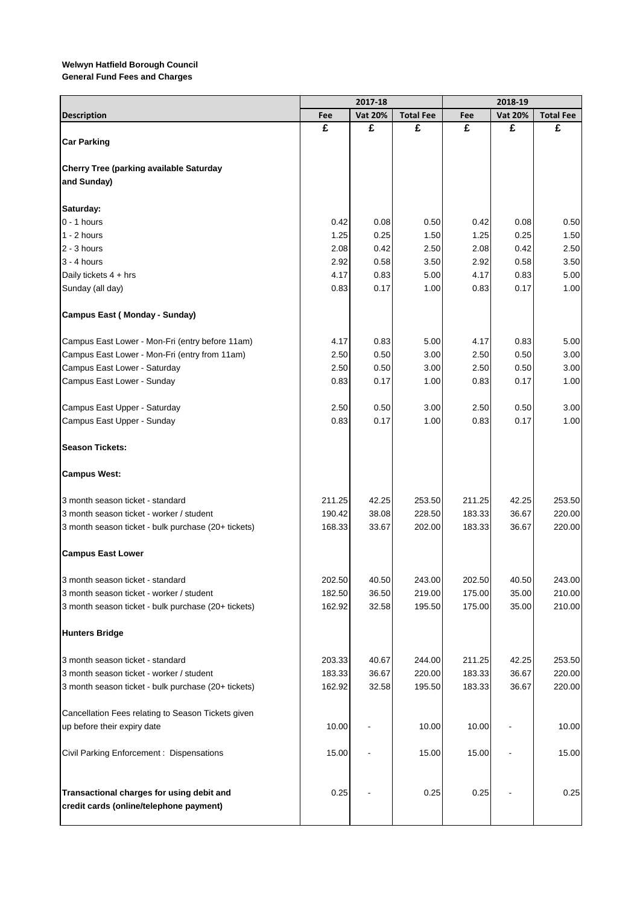**Welwyn Hatfield Borough Council**
**General Fund Fees and Charges**

| | 2017-18 | | | 2018-19 | | |
|---|---|---|---|---|---|---|
| **Description** | **Fee** | **Vat 20%** | **Total Fee** | **Fee** | **Vat 20%** | **Total Fee** |
| | **£** | **£** | **£** | **£** | **£** | **£** |
| **Car Parking** | | | | | | |
| **Cherry Tree (parking available Saturday and Sunday)** | | | | | | |
| **Saturday:** | | | | | | |
| 0 - 1 hours | 0.42 | 0.08 | 0.50 | 0.42 | 0.08 | 0.50 |
| 1 - 2 hours | 1.25 | 0.25 | 1.50 | 1.25 | 0.25 | 1.50 |
| 2 - 3 hours | 2.08 | 0.42 | 2.50 | 2.08 | 0.42 | 2.50 |
| 3 - 4 hours | 2.92 | 0.58 | 3.50 | 2.92 | 0.58 | 3.50 |
| Daily tickets 4 + hrs | 4.17 | 0.83 | 5.00 | 4.17 | 0.83 | 5.00 |
| Sunday (all day) | 0.83 | 0.17 | 1.00 | 0.83 | 0.17 | 1.00 |
| **Campus East ( Monday - Sunday)** | | | | | | |
| Campus East Lower - Mon-Fri (entry before 11am) | 4.17 | 0.83 | 5.00 | 4.17 | 0.83 | 5.00 |
| Campus East Lower - Mon-Fri (entry from 11am) | 2.50 | 0.50 | 3.00 | 2.50 | 0.50 | 3.00 |
| Campus East Lower - Saturday | 2.50 | 0.50 | 3.00 | 2.50 | 0.50 | 3.00 |
| Campus East Lower - Sunday | 0.83 | 0.17 | 1.00 | 0.83 | 0.17 | 1.00 |
| Campus East Upper - Saturday | 2.50 | 0.50 | 3.00 | 2.50 | 0.50 | 3.00 |
| Campus East Upper - Sunday | 0.83 | 0.17 | 1.00 | 0.83 | 0.17 | 1.00 |
| **Season Tickets:** | | | | | | |
| **Campus West:** | | | | | | |
| 3 month season ticket - standard | 211.25 | 42.25 | 253.50 | 211.25 | 42.25 | 253.50 |
| 3 month season ticket - worker / student | 190.42 | 38.08 | 228.50 | 183.33 | 36.67 | 220.00 |
| 3 month season ticket - bulk purchase (20+ tickets) | 168.33 | 33.67 | 202.00 | 183.33 | 36.67 | 220.00 |
| **Campus East Lower** | | | | | | |
| 3 month season ticket - standard | 202.50 | 40.50 | 243.00 | 202.50 | 40.50 | 243.00 |
| 3 month season ticket - worker / student | 182.50 | 36.50 | 219.00 | 175.00 | 35.00 | 210.00 |
| 3 month season ticket - bulk purchase (20+ tickets) | 162.92 | 32.58 | 195.50 | 175.00 | 35.00 | 210.00 |
| **Hunters Bridge** | | | | | | |
| 3 month season ticket - standard | 203.33 | 40.67 | 244.00 | 211.25 | 42.25 | 253.50 |
| 3 month season ticket - worker / student | 183.33 | 36.67 | 220.00 | 183.33 | 36.67 | 220.00 |
| 3 month season ticket - bulk purchase (20+ tickets) | 162.92 | 32.58 | 195.50 | 183.33 | 36.67 | 220.00 |
| Cancellation Fees relating to Season Tickets given up before their expiry date | 10.00 | - | 10.00 | 10.00 | - | 10.00 |
| Civil Parking Enforcement : Dispensations | 15.00 | - | 15.00 | 15.00 | - | 15.00 |
| **Transactional charges for using debit and credit cards (online/telephone payment)** | 0.25 | - | 0.25 | 0.25 | - | 0.25 |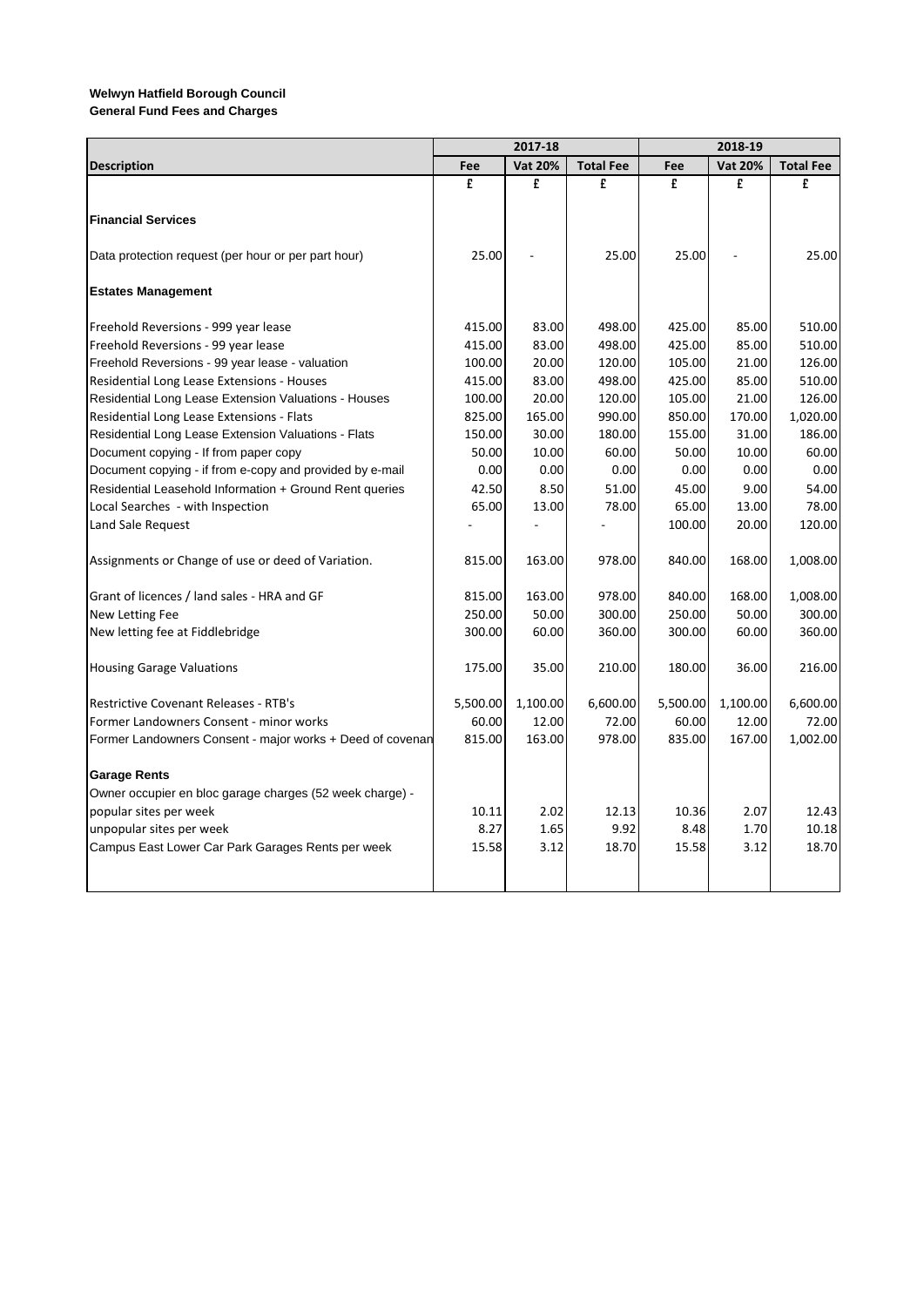**Welwyn Hatfield Borough Council**
**General Fund Fees and Charges**

| | 2017-18 | | | 2018-19 | | |
|---|---|---|---|---|---|---|
| **Description** | **Fee** | **Vat 20%** | **Total Fee** | **Fee** | **Vat 20%** | **Total Fee** |
| | £ | £ | £ | £ | £ | £ |
| **Financial Services** | | | | | | |
| Data protection request (per hour or per part hour) | 25.00 | - | 25.00 | 25.00 | - | 25.00 |
| **Estates Management** | | | | | | |
| Freehold Reversions - 999 year lease | 415.00 | 83.00 | 498.00 | 425.00 | 85.00 | 510.00 |
| Freehold Reversions - 99 year lease | 415.00 | 83.00 | 498.00 | 425.00 | 85.00 | 510.00 |
| Freehold Reversions - 99 year lease - valuation | 100.00 | 20.00 | 120.00 | 105.00 | 21.00 | 126.00 |
| Residential Long Lease Extensions - Houses | 415.00 | 83.00 | 498.00 | 425.00 | 85.00 | 510.00 |
| Residential Long Lease Extension Valuations - Houses | 100.00 | 20.00 | 120.00 | 105.00 | 21.00 | 126.00 |
| Residential Long Lease Extensions - Flats | 825.00 | 165.00 | 990.00 | 850.00 | 170.00 | 1,020.00 |
| Residential Long Lease Extension Valuations - Flats | 150.00 | 30.00 | 180.00 | 155.00 | 31.00 | 186.00 |
| Document copying - If from paper copy | 50.00 | 10.00 | 60.00 | 50.00 | 10.00 | 60.00 |
| Document copying - if from e-copy and provided by e-mail | 0.00 | 0.00 | 0.00 | 0.00 | 0.00 | 0.00 |
| Residential Leasehold Information + Ground Rent queries | 42.50 | 8.50 | 51.00 | 45.00 | 9.00 | 54.00 |
| Local Searches - with Inspection | 65.00 | 13.00 | 78.00 | 65.00 | 13.00 | 78.00 |
| Land Sale Request | - | - | - | 100.00 | 20.00 | 120.00 |
| Assignments or Change of use or deed of Variation. | 815.00 | 163.00 | 978.00 | 840.00 | 168.00 | 1,008.00 |
| Grant of licences / land sales - HRA and GF | 815.00 | 163.00 | 978.00 | 840.00 | 168.00 | 1,008.00 |
| New Letting Fee | 250.00 | 50.00 | 300.00 | 250.00 | 50.00 | 300.00 |
| New letting fee at Fiddlebridge | 300.00 | 60.00 | 360.00 | 300.00 | 60.00 | 360.00 |
| Housing Garage Valuations | 175.00 | 35.00 | 210.00 | 180.00 | 36.00 | 216.00 |
| Restrictive Covenant Releases - RTB's | 5,500.00 | 1,100.00 | 6,600.00 | 5,500.00 | 1,100.00 | 6,600.00 |
| Former Landowners Consent - minor works | 60.00 | 12.00 | 72.00 | 60.00 | 12.00 | 72.00 |
| Former Landowners Consent - major works + Deed of covenan | 815.00 | 163.00 | 978.00 | 835.00 | 167.00 | 1,002.00 |
| **Garage Rents** | | | | | | |
| Owner occupier en bloc garage charges (52 week charge) - | | | | | | |
| popular sites per week | 10.11 | 2.02 | 12.13 | 10.36 | 2.07 | 12.43 |
| unpopular sites per week | 8.27 | 1.65 | 9.92 | 8.48 | 1.70 | 10.18 |
| Campus East Lower Car Park Garages Rents per week | 15.58 | 3.12 | 18.70 | 15.58 | 3.12 | 18.70 |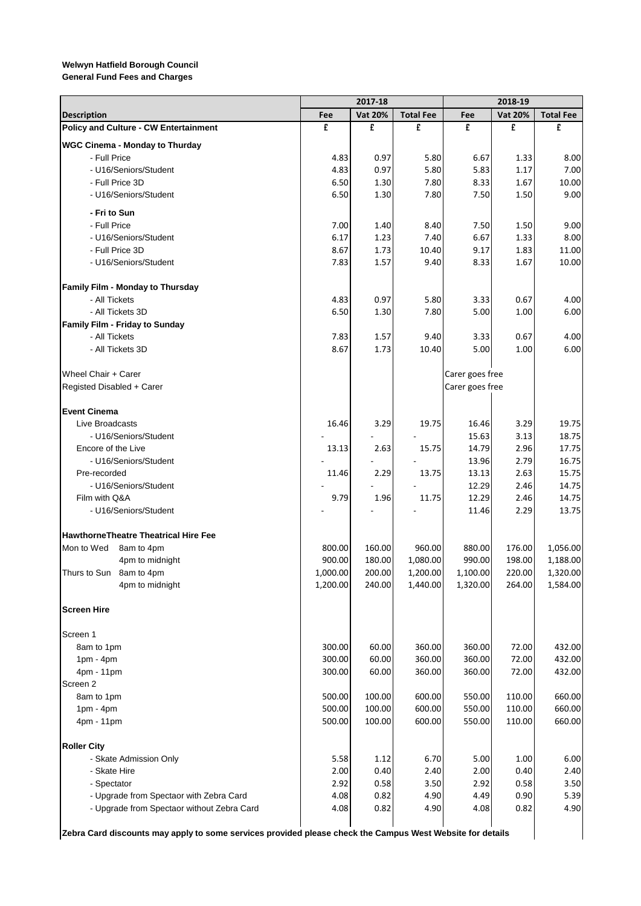**Welwyn Hatfield Borough Council**
**General Fund Fees and Charges**

| | 2017-18 | | | 2018-19 | | |
|---|---|---|---|---|---|---|
| **Description** | **Fee** | **Vat 20%** | **Total Fee** | **Fee** | **Vat 20%** | **Total Fee** |
| **Policy and Culture - CW Entertainment** | **£** | **£** | **£** | **£** | **£** | **£** |
| **WGC Cinema - Monday to Thurday** | | | | | | |
| - Full Price | 4.83 | 0.97 | 5.80 | 6.67 | 1.33 | 8.00 |
| - U16/Seniors/Student | 4.83 | 0.97 | 5.80 | 5.83 | 1.17 | 7.00 |
| - Full Price 3D | 6.50 | 1.30 | 7.80 | 8.33 | 1.67 | 10.00 |
| - U16/Seniors/Student | 6.50 | 1.30 | 7.80 | 7.50 | 1.50 | 9.00 |
| **- Fri to Sun** | | | | | | |
| - Full Price | 7.00 | 1.40 | 8.40 | 7.50 | 1.50 | 9.00 |
| - U16/Seniors/Student | 6.17 | 1.23 | 7.40 | 6.67 | 1.33 | 8.00 |
| - Full Price 3D | 8.67 | 1.73 | 10.40 | 9.17 | 1.83 | 11.00 |
| - U16/Seniors/Student | 7.83 | 1.57 | 9.40 | 8.33 | 1.67 | 10.00 |
| **Family Film - Monday to Thursday** | | | | | | |
| - All Tickets | 4.83 | 0.97 | 5.80 | 3.33 | 0.67 | 4.00 |
| - All Tickets 3D | 6.50 | 1.30 | 7.80 | 5.00 | 1.00 | 6.00 |
| **Family Film - Friday to Sunday** | | | | | | |
| - All Tickets | 7.83 | 1.57 | 9.40 | 3.33 | 0.67 | 4.00 |
| - All Tickets 3D | 8.67 | 1.73 | 10.40 | 5.00 | 1.00 | 6.00 |
| Wheel Chair + Carer | | | | Carer goes free | | |
| Registed Disabled + Carer | | | | Carer goes free | | |
| **Event Cinema** | | | | | | |
| Live Broadcasts | 16.46 | 3.29 | 19.75 | 16.46 | 3.29 | 19.75 |
| - U16/Seniors/Student | - | - | - | 15.63 | 3.13 | 18.75 |
| Encore of the Live | 13.13 | 2.63 | 15.75 | 14.79 | 2.96 | 17.75 |
| - U16/Seniors/Student | - | - | - | 13.96 | 2.79 | 16.75 |
| Pre-recorded | 11.46 | 2.29 | 13.75 | 13.13 | 2.63 | 15.75 |
| - U16/Seniors/Student | - | - | - | 12.29 | 2.46 | 14.75 |
| Film with Q&A | 9.79 | 1.96 | 11.75 | 12.29 | 2.46 | 14.75 |
| - U16/Seniors/Student | - | - | - | 11.46 | 2.29 | 13.75 |
| **HawthorneTheatre Theatrical Hire Fee** | | | | | | |
| Mon to Wed 8am to 4pm | 800.00 | 160.00 | 960.00 | 880.00 | 176.00 | 1,056.00 |
| 4pm to midnight | 900.00 | 180.00 | 1,080.00 | 990.00 | 198.00 | 1,188.00 |
| Thurs to Sun 8am to 4pm | 1,000.00 | 200.00 | 1,200.00 | 1,100.00 | 220.00 | 1,320.00 |
| 4pm to midnight | 1,200.00 | 240.00 | 1,440.00 | 1,320.00 | 264.00 | 1,584.00 |
| **Screen Hire** | | | | | | |
| Screen 1 | | | | | | |
| 8am to 1pm | 300.00 | 60.00 | 360.00 | 360.00 | 72.00 | 432.00 |
| 1pm - 4pm | 300.00 | 60.00 | 360.00 | 360.00 | 72.00 | 432.00 |
| 4pm - 11pm | 300.00 | 60.00 | 360.00 | 360.00 | 72.00 | 432.00 |
| Screen 2 | | | | | | |
| 8am to 1pm | 500.00 | 100.00 | 600.00 | 550.00 | 110.00 | 660.00 |
| 1pm - 4pm | 500.00 | 100.00 | 600.00 | 550.00 | 110.00 | 660.00 |
| 4pm - 11pm | 500.00 | 100.00 | 600.00 | 550.00 | 110.00 | 660.00 |
| **Roller City** | | | | | | |
| - Skate Admission Only | 5.58 | 1.12 | 6.70 | 5.00 | 1.00 | 6.00 |
| - Skate Hire | 2.00 | 0.40 | 2.40 | 2.00 | 0.40 | 2.40 |
| - Spectator | 2.92 | 0.58 | 3.50 | 2.92 | 0.58 | 3.50 |
| - Upgrade from Spectaor with Zebra Card | 4.08 | 0.82 | 4.90 | 4.49 | 0.90 | 5.39 |
| - Upgrade from Spectaor without Zebra Card | 4.08 | 0.82 | 4.90 | 4.08 | 0.82 | 4.90 |

**Zebra Card discounts may apply to some services provided please check the Campus West Website for details**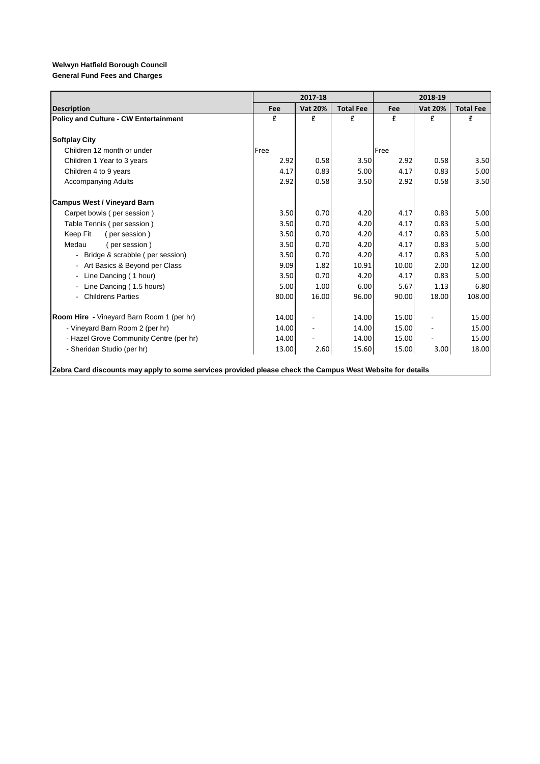**Welwyn Hatfield Borough Council**
**General Fund Fees and Charges**

| | 2017-18 | | | 2018-19 | | |
|---|---|---|---|---|---|---|
| **Description** | **Fee** | **Vat 20%** | **Total Fee** | **Fee** | **Vat 20%** | **Total Fee** |
| **Policy and Culture - CW Entertainment** | £ | £ | £ | £ | £ | £ |
| **Softplay City** | | | | | | |
| Children 12 month or under | Free | | | Free | | |
| Children 1 Year to 3 years | 2.92 | 0.58 | 3.50 | 2.92 | 0.58 | 3.50 |
| Children 4 to 9 years | 4.17 | 0.83 | 5.00 | 4.17 | 0.83 | 5.00 |
| Accompanying Adults | 2.92 | 0.58 | 3.50 | 2.92 | 0.58 | 3.50 |
| **Campus West / Vineyard Barn** | | | | | | |
| Carpet bowls ( per session ) | 3.50 | 0.70 | 4.20 | 4.17 | 0.83 | 5.00 |
| Table Tennis ( per session ) | 3.50 | 0.70 | 4.20 | 4.17 | 0.83 | 5.00 |
| Keep Fit ( per session ) | 3.50 | 0.70 | 4.20 | 4.17 | 0.83 | 5.00 |
| Medau ( per session ) | 3.50 | 0.70 | 4.20 | 4.17 | 0.83 | 5.00 |
| - Bridge & scrabble ( per session) | 3.50 | 0.70 | 4.20 | 4.17 | 0.83 | 5.00 |
| - Art Basics & Beyond per Class | 9.09 | 1.82 | 10.91 | 10.00 | 2.00 | 12.00 |
| - Line Dancing ( 1 hour) | 3.50 | 0.70 | 4.20 | 4.17 | 0.83 | 5.00 |
| - Line Dancing ( 1.5 hours) | 5.00 | 1.00 | 6.00 | 5.67 | 1.13 | 6.80 |
| - Childrens Parties | 80.00 | 16.00 | 96.00 | 90.00 | 18.00 | 108.00 |
| **Room Hire** - Vineyard Barn Room 1 (per hr) | 14.00 | - | 14.00 | 15.00 | - | 15.00 |
| - Vineyard Barn Room 2 (per hr) | 14.00 | - | 14.00 | 15.00 | - | 15.00 |
| - Hazel Grove Community Centre (per hr) | 14.00 | - | 14.00 | 15.00 | - | 15.00 |
| - Sheridan Studio (per hr) | 13.00 | 2.60 | 15.60 | 15.00 | 3.00 | 18.00 |

**Zebra Card discounts may apply to some services provided please check the Campus West Website for details**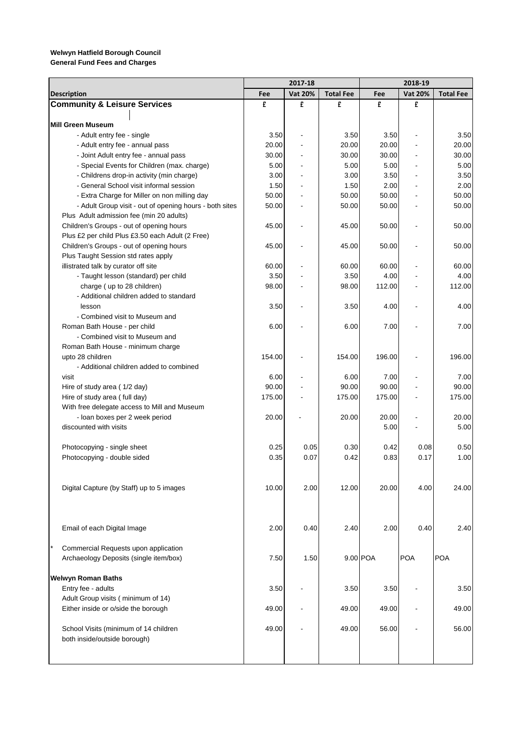**Welwyn Hatfield Borough Council**
**General Fund Fees and Charges**

| | 2017-18 | | | 2018-19 | | |
|---|---|---|---|---|---|---|
| **Description** | **Fee** | **Vat 20%** | **Total Fee** | **Fee** | **Vat 20%** | **Total Fee** |
| **Community & Leisure Services** | **£** | **£** | **£** | **£** | **£** | |
| | | | | | | |
| **Mill Green Museum** | | | | | | |
| - Adult entry fee - single | 3.50 | - | 3.50 | 3.50 | - | 3.50 |
| - Adult entry fee - annual pass | 20.00 | - | 20.00 | 20.00 | - | 20.00 |
| - Joint Adult entry fee - annual pass | 30.00 | - | 30.00 | 30.00 | - | 30.00 |
| - Special Events for Children (max. charge) | 5.00 | - | 5.00 | 5.00 | - | 5.00 |
| - Childrens drop-in activity (min charge) | 3.00 | - | 3.00 | 3.50 | - | 3.50 |
| - General School visit informal session | 1.50 | - | 1.50 | 2.00 | - | 2.00 |
| - Extra Charge for Miller on non milling day | 50.00 | - | 50.00 | 50.00 | - | 50.00 |
| - Adult Group visit - out of opening hours - both sites | 50.00 | - | 50.00 | 50.00 | - | 50.00 |
| Plus Adult admission fee (min 20 adults) | | | | | | |
| Children's Groups - out of opening hours | 45.00 | - | 45.00 | 50.00 | - | 50.00 |
| Plus £2 per child Plus £3.50 each Adult (2 Free) | | | | | | |
| Children's Groups - out of opening hours | 45.00 | - | 45.00 | 50.00 | - | 50.00 |
| Plus Taught Session std rates apply | | | | | | |
| illistrated talk by curator off site | 60.00 | - | 60.00 | 60.00 | - | 60.00 |
| - Taught lesson (standard) per child | 3.50 | - | 3.50 | 4.00 | - | 4.00 |
| charge ( up to 28 children) | 98.00 | - | 98.00 | 112.00 | - | 112.00 |
| - Additional children added to standard lesson | 3.50 | - | 3.50 | 4.00 | - | 4.00 |
| - Combined visit to Museum and Roman Bath House - per child | 6.00 | - | 6.00 | 7.00 | - | 7.00 |
| - Combined visit to Museum and Roman Bath House - minimum charge upto 28 children | 154.00 | - | 154.00 | 196.00 | - | 196.00 |
| - Additional children added to combined visit | 6.00 | - | 6.00 | 7.00 | - | 7.00 |
| Hire of study area ( 1/2 day) | 90.00 | - | 90.00 | 90.00 | - | 90.00 |
| Hire of study area ( full day) | 175.00 | - | 175.00 | 175.00 | - | 175.00 |
| With free delegate access to Mill and Museum | | | | | | |
| - loan boxes per 2 week period | 20.00 | - | 20.00 | 20.00 | - | 20.00 |
| discounted with visits | | | | 5.00 | - | 5.00 |
| | | | | | | |
| Photocopying - single sheet | 0.25 | 0.05 | 0.30 | 0.42 | 0.08 | 0.50 |
| Photocopying - double sided | 0.35 | 0.07 | 0.42 | 0.83 | 0.17 | 1.00 |
| | | | | | | |
| Digital Capture (by Staff) up to 5 images | 10.00 | 2.00 | 12.00 | 20.00 | 4.00 | 24.00 |
| | | | | | | |
| Email of each Digital Image | 2.00 | 0.40 | 2.40 | 2.00 | 0.40 | 2.40 |
| | | | | | | |
| * Commercial Requests upon application | | | | | | |
| Archaeology Deposits (single item/box) | 7.50 | 1.50 | 9.00 | POA | POA | POA |
| | | | | | | |
| **Welwyn Roman Baths** | | | | | | |
| Entry fee - adults | 3.50 | - | 3.50 | 3.50 | - | 3.50 |
| Adult Group visits ( minimum of 14) | | | | | | |
| Either inside or o/side the borough | 49.00 | - | 49.00 | 49.00 | - | 49.00 |
| | | | | | | |
| School Visits (minimum of 14 children both inside/outside borough) | 49.00 | - | 49.00 | 56.00 | - | 56.00 |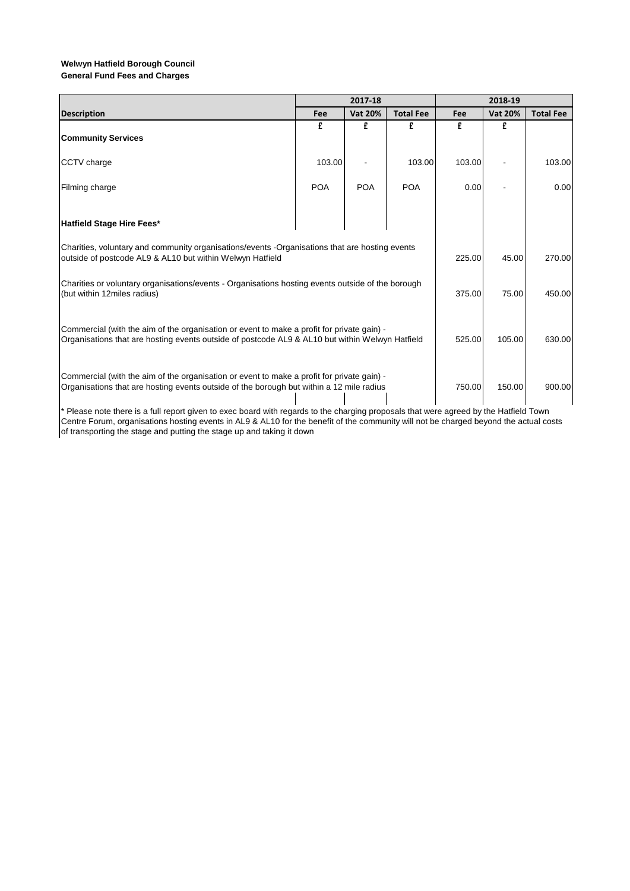**Welwyn Hatfield Borough Council**
**General Fund Fees and Charges**

| | 2017-18 | | | 2018-19 | | |
|---|---|---|---|---|---|---|
| **Description** | **Fee** | **Vat 20%** | **Total Fee** | **Fee** | **Vat 20%** | **Total Fee** |
| | £ | £ | £ | £ | £ | |
| **Community Services** | | | | | | |
| CCTV charge | 103.00 | - | 103.00 | 103.00 | - | 103.00 |
| Filming charge | POA | POA | POA | 0.00 | - | 0.00 |
| **Hatfield Stage Hire Fees*** | | | | | | |
| Charities, voluntary and community organisations/events -Organisations that are hosting events outside of postcode AL9 & AL10 but within Welwyn Hatfield | | | | 225.00 | 45.00 | 270.00 |
| Charities or voluntary organisations/events - Organisations hosting events outside of the borough (but within 12miles radius) | | | | 375.00 | 75.00 | 450.00 |
| Commercial (with the aim of the organisation or event to make a profit for private gain) - Organisations that are hosting events outside of postcode AL9 & AL10 but within Welwyn Hatfield | | | | 525.00 | 105.00 | 630.00 |
| Commercial (with the aim of the organisation or event to make a profit for private gain) - Organisations that are hosting events outside of the borough but within a 12 mile radius | | | | 750.00 | 150.00 | 900.00 |

* Please note there is a full report given to exec board with regards to the charging proposals that were agreed by the Hatfield Town Centre Forum, organisations hosting events in AL9 & AL10 for the benefit of the community will not be charged beyond the actual costs of transporting the stage and putting the stage up and taking it down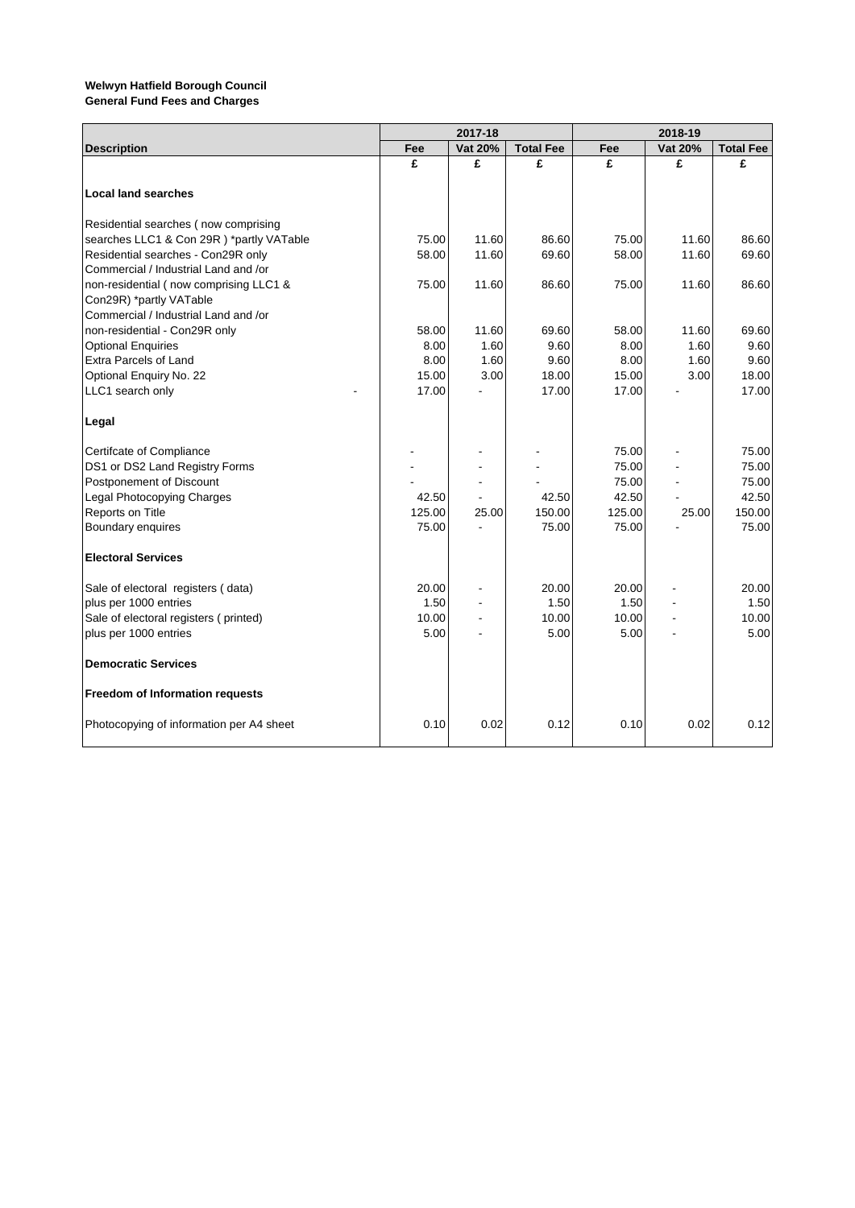**Welwyn Hatfield Borough Council**
**General Fund Fees and Charges**

| Description | 2017-18 | | | 2018-19 | | |
|---|---|---|---|---|---|---|
| | Fee | Vat 20% | Total Fee | Fee | Vat 20% | Total Fee |
| | £ | £ | £ | £ | £ | £ |
| **Local land searches** | | | | | | |
| Residential searches ( now comprising searches LLC1 & Con 29R ) *partly VATable | 75.00 | 11.60 | 86.60 | 75.00 | 11.60 | 86.60 |
| Residential searches - Con29R only | 58.00 | 11.60 | 69.60 | 58.00 | 11.60 | 69.60 |
| Commercial / Industrial Land and /or non-residential ( now comprising LLC1 & Con29R) *partly VATable | 75.00 | 11.60 | 86.60 | 75.00 | 11.60 | 86.60 |
| Commercial / Industrial Land and /or non-residential - Con29R only | 58.00 | 11.60 | 69.60 | 58.00 | 11.60 | 69.60 |
| Optional Enquiries | 8.00 | 1.60 | 9.60 | 8.00 | 1.60 | 9.60 |
| Extra Parcels of Land | 8.00 | 1.60 | 9.60 | 8.00 | 1.60 | 9.60 |
| Optional Enquiry No. 22 | 15.00 | 3.00 | 18.00 | 15.00 | 3.00 | 18.00 |
| LLC1 search only - | 17.00 | - | 17.00 | 17.00 | - | 17.00 |
| **Legal** | | | | | | |
| Certifcate of Compliance | - | - | - | 75.00 | - | 75.00 |
| DS1 or DS2 Land Registry Forms | - | - | - | 75.00 | - | 75.00 |
| Postponement of Discount | - | - | - | 75.00 | - | 75.00 |
| Legal Photocopying Charges | 42.50 | - | 42.50 | 42.50 | - | 42.50 |
| Reports on Title | 125.00 | 25.00 | 150.00 | 125.00 | 25.00 | 150.00 |
| Boundary enquires | 75.00 | - | 75.00 | 75.00 | - | 75.00 |
| **Electoral Services** | | | | | | |
| Sale of electoral registers ( data) | 20.00 | - | 20.00 | 20.00 | - | 20.00 |
| plus per 1000 entries | 1.50 | - | 1.50 | 1.50 | - | 1.50 |
| Sale of electoral registers ( printed) | 10.00 | - | 10.00 | 10.00 | - | 10.00 |
| plus per 1000 entries | 5.00 | - | 5.00 | 5.00 | - | 5.00 |
| **Democratic Services** | | | | | | |
| **Freedom of Information requests** | | | | | | |
| Photocopying of information per A4 sheet | 0.10 | 0.02 | 0.12 | 0.10 | 0.02 | 0.12 |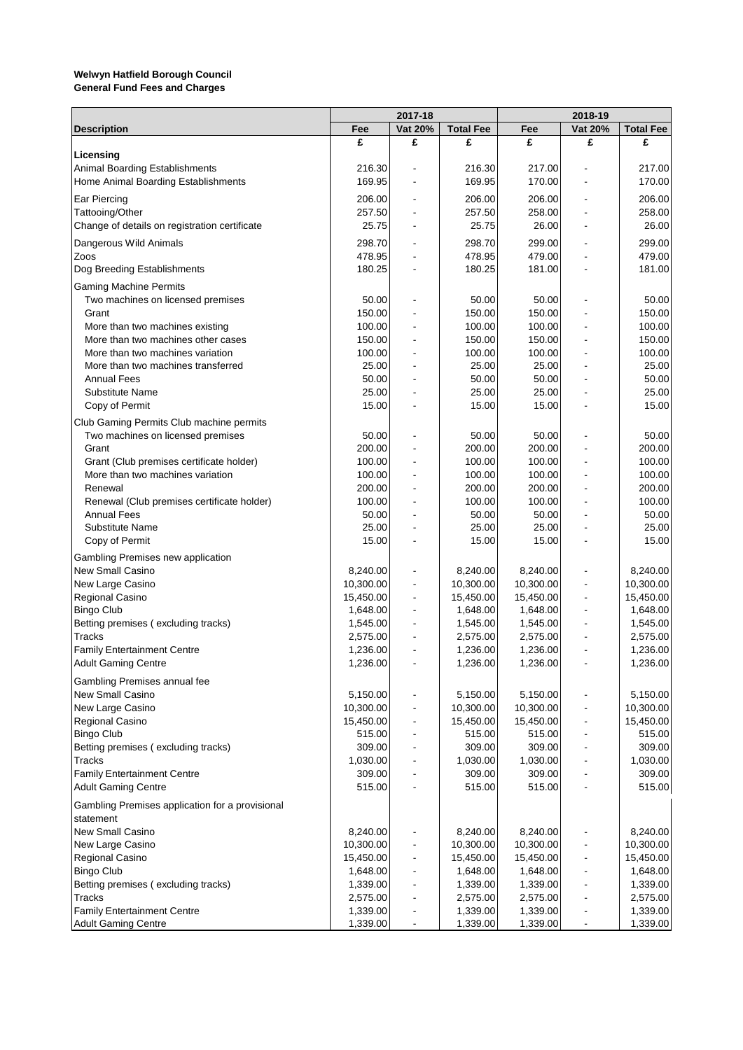**Welwyn Hatfield Borough Council**
**General Fund Fees and Charges**

| Description | 2017-18 | | | 2018-19 | | |
|---|---|---|---|---|---|---|
| | Fee | Vat 20% | Total Fee | Fee | Vat 20% | Total Fee |
| | £ | £ | £ | £ | £ | £ |
| **Licensing** | | | | | | |
| Animal Boarding Establishments | 216.30 | - | 216.30 | 217.00 | - | 217.00 |
| Home Animal Boarding Establishments | 169.95 | - | 169.95 | 170.00 | - | 170.00 |
| Ear Piercing | 206.00 | - | 206.00 | 206.00 | - | 206.00 |
| Tattooing/Other | 257.50 | - | 257.50 | 258.00 | - | 258.00 |
| Change of details on registration certificate | 25.75 | - | 25.75 | 26.00 | - | 26.00 |
| Dangerous Wild Animals | 298.70 | - | 298.70 | 299.00 | - | 299.00 |
| Zoos | 478.95 | - | 478.95 | 479.00 | - | 479.00 |
| Dog Breeding Establishments | 180.25 | - | 180.25 | 181.00 | - | 181.00 |
| Gaming Machine Permits | | | | | | |
| Two machines on licensed premises | 50.00 | - | 50.00 | 50.00 | - | 50.00 |
| Grant | 150.00 | - | 150.00 | 150.00 | - | 150.00 |
| More than two machines existing | 100.00 | - | 100.00 | 100.00 | - | 100.00 |
| More than two machines other cases | 150.00 | - | 150.00 | 150.00 | - | 150.00 |
| More than two machines variation | 100.00 | - | 100.00 | 100.00 | - | 100.00 |
| More than two machines transferred | 25.00 | - | 25.00 | 25.00 | - | 25.00 |
| Annual Fees | 50.00 | - | 50.00 | 50.00 | - | 50.00 |
| Substitute Name | 25.00 | - | 25.00 | 25.00 | - | 25.00 |
| Copy of Permit | 15.00 | - | 15.00 | 15.00 | - | 15.00 |
| Club Gaming Permits Club machine permits | | | | | | |
| Two machines on licensed premises | 50.00 | - | 50.00 | 50.00 | - | 50.00 |
| Grant | 200.00 | - | 200.00 | 200.00 | - | 200.00 |
| Grant (Club premises certificate holder) | 100.00 | - | 100.00 | 100.00 | - | 100.00 |
| More than two machines variation | 100.00 | - | 100.00 | 100.00 | - | 100.00 |
| Renewal | 200.00 | - | 200.00 | 200.00 | - | 200.00 |
| Renewal (Club premises certificate holder) | 100.00 | - | 100.00 | 100.00 | - | 100.00 |
| Annual Fees | 50.00 | - | 50.00 | 50.00 | - | 50.00 |
| Substitute Name | 25.00 | - | 25.00 | 25.00 | - | 25.00 |
| Copy of Permit | 15.00 | - | 15.00 | 15.00 | - | 15.00 |
| Gambling Premises new application | | | | | | |
| New Small Casino | 8,240.00 | - | 8,240.00 | 8,240.00 | - | 8,240.00 |
| New Large Casino | 10,300.00 | - | 10,300.00 | 10,300.00 | - | 10,300.00 |
| Regional Casino | 15,450.00 | - | 15,450.00 | 15,450.00 | - | 15,450.00 |
| Bingo Club | 1,648.00 | - | 1,648.00 | 1,648.00 | - | 1,648.00 |
| Betting premises ( excluding tracks) | 1,545.00 | - | 1,545.00 | 1,545.00 | - | 1,545.00 |
| Tracks | 2,575.00 | - | 2,575.00 | 2,575.00 | - | 2,575.00 |
| Family Entertainment Centre | 1,236.00 | - | 1,236.00 | 1,236.00 | - | 1,236.00 |
| Adult Gaming Centre | 1,236.00 | - | 1,236.00 | 1,236.00 | - | 1,236.00 |
| Gambling Premises annual fee | | | | | | |
| New Small Casino | 5,150.00 | - | 5,150.00 | 5,150.00 | - | 5,150.00 |
| New Large Casino | 10,300.00 | - | 10,300.00 | 10,300.00 | - | 10,300.00 |
| Regional Casino | 15,450.00 | - | 15,450.00 | 15,450.00 | - | 15,450.00 |
| Bingo Club | 515.00 | - | 515.00 | 515.00 | - | 515.00 |
| Betting premises ( excluding tracks) | 309.00 | - | 309.00 | 309.00 | - | 309.00 |
| Tracks | 1,030.00 | - | 1,030.00 | 1,030.00 | - | 1,030.00 |
| Family Entertainment Centre | 309.00 | - | 309.00 | 309.00 | - | 309.00 |
| Adult Gaming Centre | 515.00 | - | 515.00 | 515.00 | - | 515.00 |
| Gambling Premises application for a provisional statement | | | | | | |
| New Small Casino | 8,240.00 | - | 8,240.00 | 8,240.00 | - | 8,240.00 |
| New Large Casino | 10,300.00 | - | 10,300.00 | 10,300.00 | - | 10,300.00 |
| Regional Casino | 15,450.00 | - | 15,450.00 | 15,450.00 | - | 15,450.00 |
| Bingo Club | 1,648.00 | - | 1,648.00 | 1,648.00 | - | 1,648.00 |
| Betting premises ( excluding tracks) | 1,339.00 | - | 1,339.00 | 1,339.00 | - | 1,339.00 |
| Tracks | 2,575.00 | - | 2,575.00 | 2,575.00 | - | 2,575.00 |
| Family Entertainment Centre | 1,339.00 | - | 1,339.00 | 1,339.00 | - | 1,339.00 |
| Adult Gaming Centre | 1,339.00 | - | 1,339.00 | 1,339.00 | - | 1,339.00 |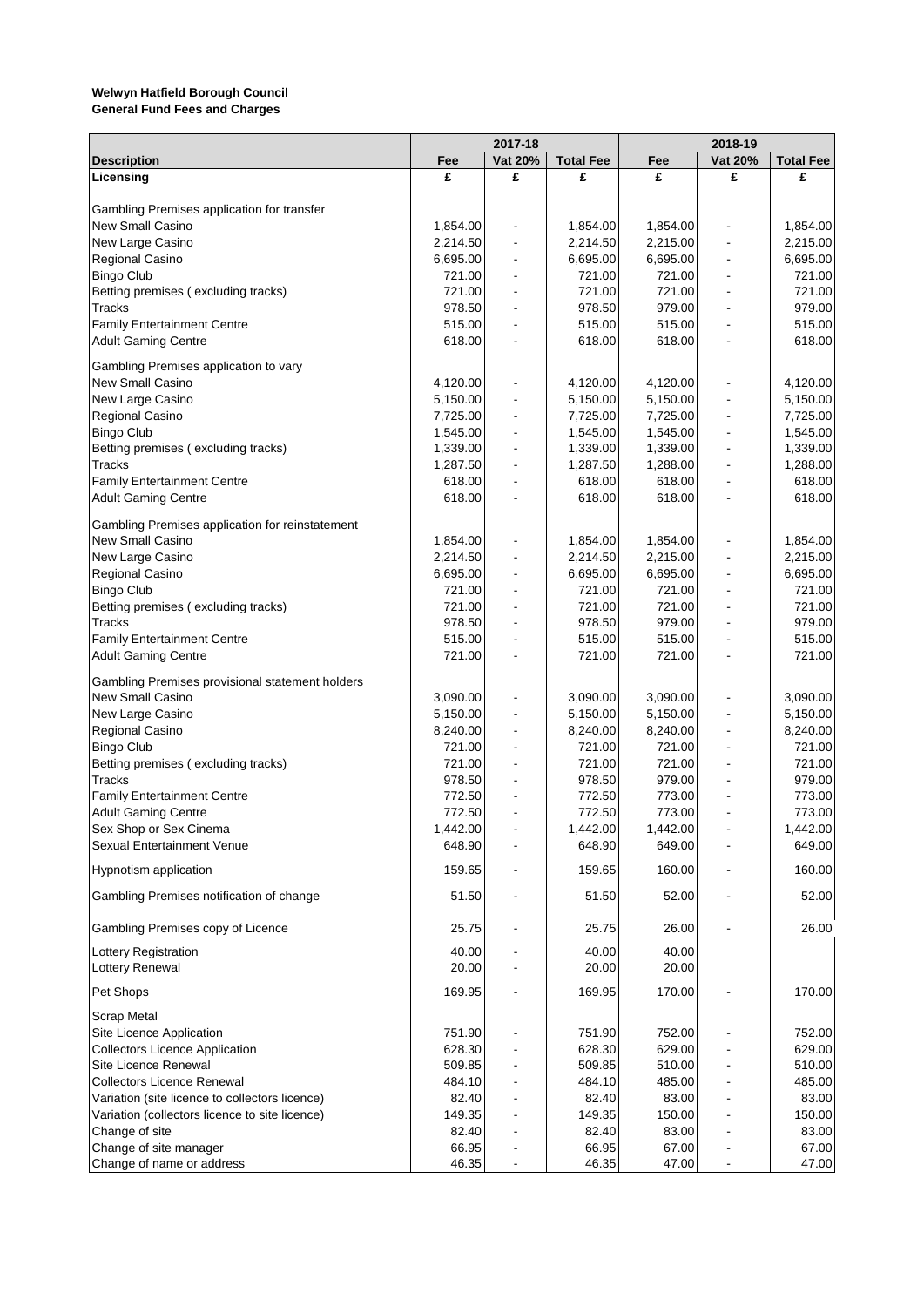**Welwyn Hatfield Borough Council**
**General Fund Fees and Charges**

| | 2017-18 | | | 2018-19 | | |
|---|---|---|---|---|---|---|
| **Description** | **Fee** | **Vat 20%** | **Total Fee** | **Fee** | **Vat 20%** | **Total Fee** |
| **Licensing** | **£** | **£** | **£** | **£** | **£** | **£** |
| | | | | | | |
| Gambling Premises application for transfer | | | | | | |
| New Small Casino | 1,854.00 | - | 1,854.00 | 1,854.00 | - | 1,854.00 |
| New Large Casino | 2,214.50 | - | 2,214.50 | 2,215.00 | - | 2,215.00 |
| Regional Casino | 6,695.00 | - | 6,695.00 | 6,695.00 | - | 6,695.00 |
| Bingo Club | 721.00 | - | 721.00 | 721.00 | - | 721.00 |
| Betting premises ( excluding tracks) | 721.00 | - | 721.00 | 721.00 | - | 721.00 |
| Tracks | 978.50 | - | 978.50 | 979.00 | - | 979.00 |
| Family Entertainment Centre | 515.00 | - | 515.00 | 515.00 | - | 515.00 |
| Adult Gaming Centre | 618.00 | - | 618.00 | 618.00 | - | 618.00 |
| Gambling Premises application to vary | | | | | | |
| New Small Casino | 4,120.00 | - | 4,120.00 | 4,120.00 | - | 4,120.00 |
| New Large Casino | 5,150.00 | - | 5,150.00 | 5,150.00 | - | 5,150.00 |
| Regional Casino | 7,725.00 | - | 7,725.00 | 7,725.00 | - | 7,725.00 |
| Bingo Club | 1,545.00 | - | 1,545.00 | 1,545.00 | - | 1,545.00 |
| Betting premises ( excluding tracks) | 1,339.00 | - | 1,339.00 | 1,339.00 | - | 1,339.00 |
| Tracks | 1,287.50 | - | 1,287.50 | 1,288.00 | - | 1,288.00 |
| Family Entertainment Centre | 618.00 | - | 618.00 | 618.00 | - | 618.00 |
| Adult Gaming Centre | 618.00 | - | 618.00 | 618.00 | - | 618.00 |
| Gambling Premises application for reinstatement | | | | | | |
| New Small Casino | 1,854.00 | - | 1,854.00 | 1,854.00 | - | 1,854.00 |
| New Large Casino | 2,214.50 | - | 2,214.50 | 2,215.00 | - | 2,215.00 |
| Regional Casino | 6,695.00 | - | 6,695.00 | 6,695.00 | - | 6,695.00 |
| Bingo Club | 721.00 | - | 721.00 | 721.00 | - | 721.00 |
| Betting premises ( excluding tracks) | 721.00 | - | 721.00 | 721.00 | - | 721.00 |
| Tracks | 978.50 | - | 978.50 | 979.00 | - | 979.00 |
| Family Entertainment Centre | 515.00 | - | 515.00 | 515.00 | - | 515.00 |
| Adult Gaming Centre | 721.00 | - | 721.00 | 721.00 | - | 721.00 |
| Gambling Premises provisional statement holders | | | | | | |
| New Small Casino | 3,090.00 | - | 3,090.00 | 3,090.00 | - | 3,090.00 |
| New Large Casino | 5,150.00 | - | 5,150.00 | 5,150.00 | - | 5,150.00 |
| Regional Casino | 8,240.00 | - | 8,240.00 | 8,240.00 | - | 8,240.00 |
| Bingo Club | 721.00 | - | 721.00 | 721.00 | - | 721.00 |
| Betting premises ( excluding tracks) | 721.00 | - | 721.00 | 721.00 | - | 721.00 |
| Tracks | 978.50 | - | 978.50 | 979.00 | - | 979.00 |
| Family Entertainment Centre | 772.50 | - | 772.50 | 773.00 | - | 773.00 |
| Adult Gaming Centre | 772.50 | - | 772.50 | 773.00 | - | 773.00 |
| Sex Shop or Sex Cinema | 1,442.00 | - | 1,442.00 | 1,442.00 | - | 1,442.00 |
| Sexual Entertainment Venue | 648.90 | - | 648.90 | 649.00 | - | 649.00 |
| Hypnotism application | 159.65 | - | 159.65 | 160.00 | - | 160.00 |
| Gambling Premises notification of change | 51.50 | - | 51.50 | 52.00 | - | 52.00 |
| Gambling Premises copy of Licence | 25.75 | - | 25.75 | 26.00 | - | 26.00 |
| Lottery Registration | 40.00 | - | 40.00 | 40.00 | | |
| Lottery Renewal | 20.00 | - | 20.00 | 20.00 | | |
| Pet Shops | 169.95 | - | 169.95 | 170.00 | - | 170.00 |
| Scrap Metal | | | | | | |
| Site Licence Application | 751.90 | - | 751.90 | 752.00 | - | 752.00 |
| Collectors Licence Application | 628.30 | - | 628.30 | 629.00 | - | 629.00 |
| Site Licence Renewal | 509.85 | - | 509.85 | 510.00 | - | 510.00 |
| Collectors Licence Renewal | 484.10 | - | 484.10 | 485.00 | - | 485.00 |
| Variation (site licence to collectors licence) | 82.40 | - | 82.40 | 83.00 | - | 83.00 |
| Variation (collectors licence to site licence) | 149.35 | - | 149.35 | 150.00 | - | 150.00 |
| Change of site | 82.40 | - | 82.40 | 83.00 | - | 83.00 |
| Change of site manager | 66.95 | - | 66.95 | 67.00 | - | 67.00 |
| Change of name or address | 46.35 | - | 46.35 | 47.00 | - | 47.00 |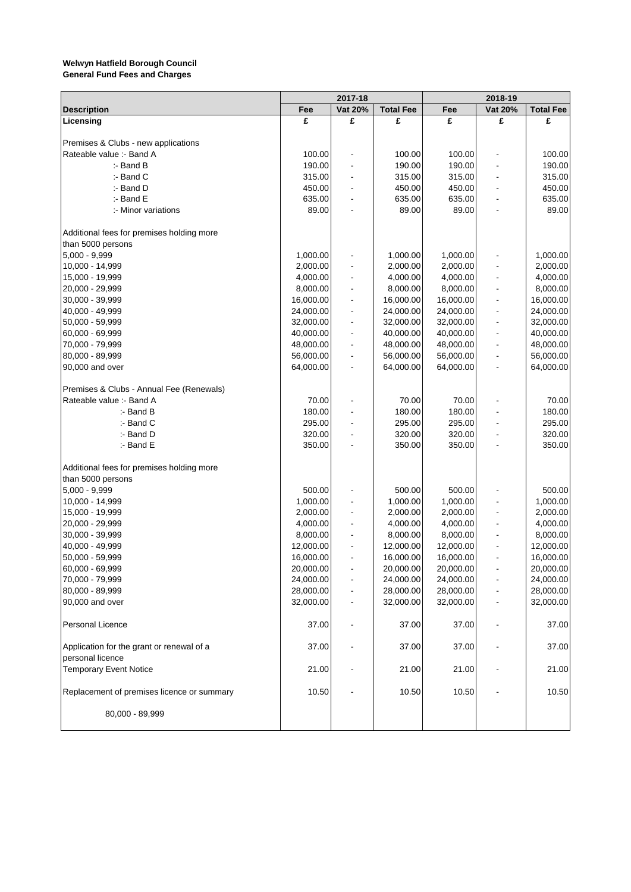**Welwyn Hatfield Borough Council**
**General Fund Fees and Charges**

| | 2017-18 | | | 2018-19 | | |
|---|---|---|---|---|---|---|
| **Description** | **Fee** | **Vat 20%** | **Total Fee** | **Fee** | **Vat 20%** | **Total Fee** |
| **Licensing** | **£** | **£** | **£** | **£** | **£** | **£** |
| | | | | | | |
| Premises & Clubs - new applications | | | | | | |
| Rateable value :- Band A | 100.00 | - | 100.00 | 100.00 | - | 100.00 |
| :- Band B | 190.00 | - | 190.00 | 190.00 | - | 190.00 |
| :- Band C | 315.00 | - | 315.00 | 315.00 | - | 315.00 |
| :- Band D | 450.00 | - | 450.00 | 450.00 | - | 450.00 |
| :- Band E | 635.00 | - | 635.00 | 635.00 | - | 635.00 |
| :- Minor variations | 89.00 | - | 89.00 | 89.00 | - | 89.00 |
| | | | | | | |
| Additional fees for premises holding more than 5000 persons | | | | | | |
| 5,000 - 9,999 | 1,000.00 | - | 1,000.00 | 1,000.00 | - | 1,000.00 |
| 10,000 - 14,999 | 2,000.00 | - | 2,000.00 | 2,000.00 | - | 2,000.00 |
| 15,000 - 19,999 | 4,000.00 | - | 4,000.00 | 4,000.00 | - | 4,000.00 |
| 20,000 - 29,999 | 8,000.00 | - | 8,000.00 | 8,000.00 | - | 8,000.00 |
| 30,000 - 39,999 | 16,000.00 | - | 16,000.00 | 16,000.00 | - | 16,000.00 |
| 40,000 - 49,999 | 24,000.00 | - | 24,000.00 | 24,000.00 | - | 24,000.00 |
| 50,000 - 59,999 | 32,000.00 | - | 32,000.00 | 32,000.00 | - | 32,000.00 |
| 60,000 - 69,999 | 40,000.00 | - | 40,000.00 | 40,000.00 | - | 40,000.00 |
| 70,000 - 79,999 | 48,000.00 | - | 48,000.00 | 48,000.00 | - | 48,000.00 |
| 80,000 - 89,999 | 56,000.00 | - | 56,000.00 | 56,000.00 | - | 56,000.00 |
| 90,000 and over | 64,000.00 | - | 64,000.00 | 64,000.00 | - | 64,000.00 |
| | | | | | | |
| Premises & Clubs - Annual Fee (Renewals) | | | | | | |
| Rateable value :- Band A | 70.00 | - | 70.00 | 70.00 | - | 70.00 |
| :- Band B | 180.00 | - | 180.00 | 180.00 | - | 180.00 |
| :- Band C | 295.00 | - | 295.00 | 295.00 | - | 295.00 |
| :- Band D | 320.00 | - | 320.00 | 320.00 | - | 320.00 |
| :- Band E | 350.00 | - | 350.00 | 350.00 | - | 350.00 |
| | | | | | | |
| Additional fees for premises holding more than 5000 persons | | | | | | |
| 5,000 - 9,999 | 500.00 | - | 500.00 | 500.00 | - | 500.00 |
| 10,000 - 14,999 | 1,000.00 | - | 1,000.00 | 1,000.00 | - | 1,000.00 |
| 15,000 - 19,999 | 2,000.00 | - | 2,000.00 | 2,000.00 | - | 2,000.00 |
| 20,000 - 29,999 | 4,000.00 | - | 4,000.00 | 4,000.00 | - | 4,000.00 |
| 30,000 - 39,999 | 8,000.00 | - | 8,000.00 | 8,000.00 | - | 8,000.00 |
| 40,000 - 49,999 | 12,000.00 | - | 12,000.00 | 12,000.00 | - | 12,000.00 |
| 50,000 - 59,999 | 16,000.00 | - | 16,000.00 | 16,000.00 | - | 16,000.00 |
| 60,000 - 69,999 | 20,000.00 | - | 20,000.00 | 20,000.00 | - | 20,000.00 |
| 70,000 - 79,999 | 24,000.00 | - | 24,000.00 | 24,000.00 | - | 24,000.00 |
| 80,000 - 89,999 | 28,000.00 | - | 28,000.00 | 28,000.00 | - | 28,000.00 |
| 90,000 and over | 32,000.00 | - | 32,000.00 | 32,000.00 | - | 32,000.00 |
| | | | | | | |
| Personal Licence | 37.00 | - | 37.00 | 37.00 | - | 37.00 |
| | | | | | | |
| Application for the grant or renewal of a personal licence | 37.00 | - | 37.00 | 37.00 | - | 37.00 |
| Temporary Event Notice | 21.00 | - | 21.00 | 21.00 | - | 21.00 |
| | | | | | | |
| Replacement of premises licence or summary | 10.50 | - | 10.50 | 10.50 | - | 10.50 |
| | | | | | | |
| 80,000 - 89,999 | | | | | | |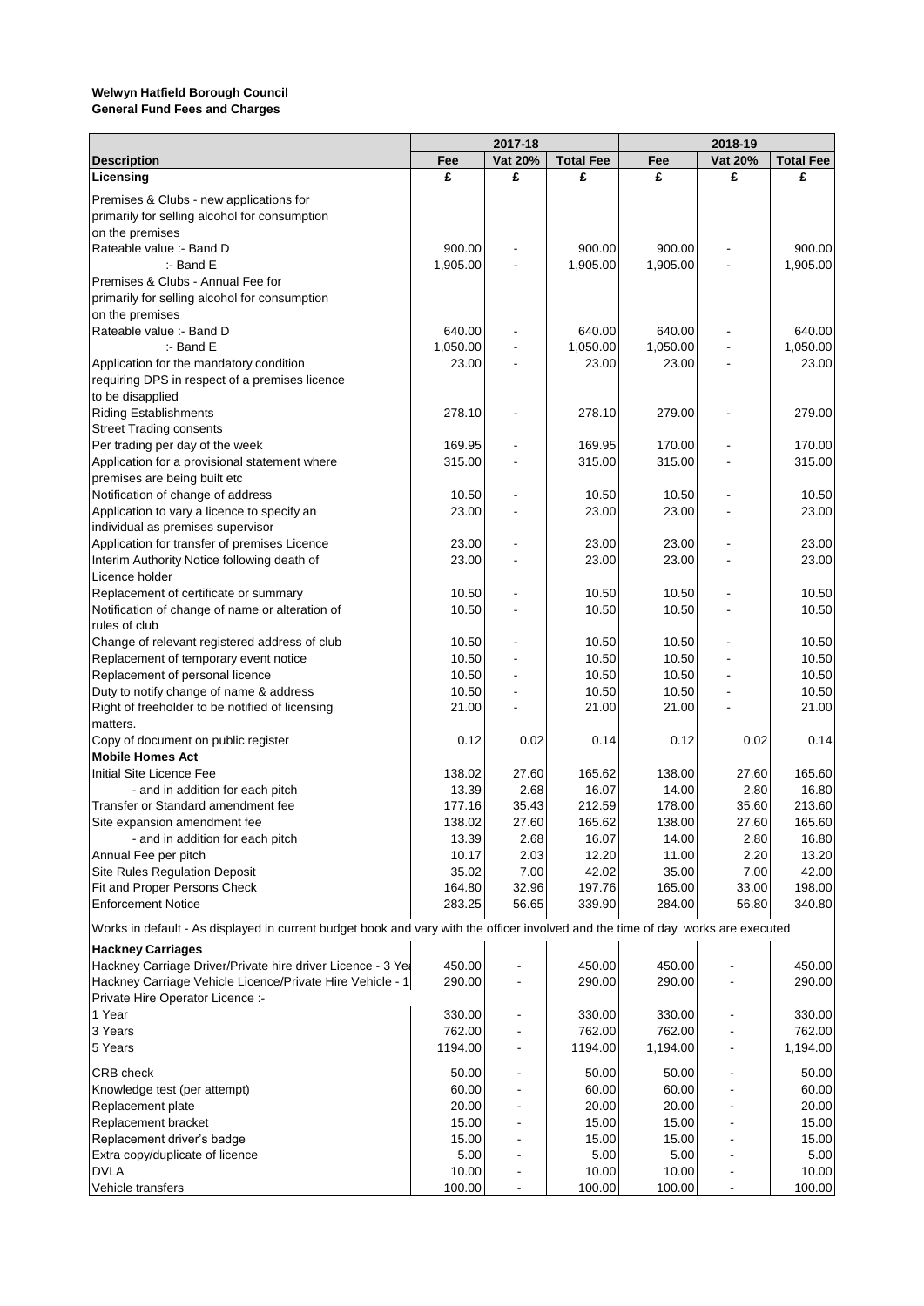**Welwyn Hatfield Borough Council**
**General Fund Fees and Charges**

| | 2017-18 | | | 2018-19 | | |
|---|---|---|---|---|---|---|
| **Description** | **Fee** | **Vat 20%** | **Total Fee** | **Fee** | **Vat 20%** | **Total Fee** |
| **Licensing** | **£** | **£** | **£** | **£** | **£** | **£** |
| Premises & Clubs - new applications for primarily for selling alcohol for consumption on the premises | | | | | | |
| Rateable value :- Band D | 900.00 | - | 900.00 | 900.00 | - | 900.00 |
| :- Band E | 1,905.00 | - | 1,905.00 | 1,905.00 | - | 1,905.00 |
| Premises & Clubs - Annual Fee for primarily for selling alcohol for consumption on the premises | | | | | | |
| Rateable value :- Band D | 640.00 | - | 640.00 | 640.00 | - | 640.00 |
| :- Band E | 1,050.00 | - | 1,050.00 | 1,050.00 | - | 1,050.00 |
| Application for the mandatory condition requiring DPS in respect of a premises licence to be disapplied | 23.00 | - | 23.00 | 23.00 | - | 23.00 |
| Riding Establishments | 278.10 | - | 278.10 | 279.00 | - | 279.00 |
| Street Trading consents | | | | | | |
| Per trading per day of the week | 169.95 | - | 169.95 | 170.00 | - | 170.00 |
| Application for a provisional statement where premises are being built etc | 315.00 | - | 315.00 | 315.00 | - | 315.00 |
| Notification of change of address | 10.50 | - | 10.50 | 10.50 | - | 10.50 |
| Application to vary a licence to specify an individual as premises supervisor | 23.00 | - | 23.00 | 23.00 | - | 23.00 |
| Application for transfer of premises Licence | 23.00 | - | 23.00 | 23.00 | - | 23.00 |
| Interim Authority Notice following death of Licence holder | 23.00 | - | 23.00 | 23.00 | - | 23.00 |
| Replacement of certificate or summary | 10.50 | - | 10.50 | 10.50 | - | 10.50 |
| Notification of change of name or alteration of rules of club | 10.50 | - | 10.50 | 10.50 | - | 10.50 |
| Change of relevant registered address of club | 10.50 | - | 10.50 | 10.50 | - | 10.50 |
| Replacement of temporary event notice | 10.50 | - | 10.50 | 10.50 | - | 10.50 |
| Replacement of personal licence | 10.50 | - | 10.50 | 10.50 | - | 10.50 |
| Duty to notify change of name & address | 10.50 | - | 10.50 | 10.50 | - | 10.50 |
| Right of freeholder to be notified of licensing matters. | 21.00 | - | 21.00 | 21.00 | - | 21.00 |
| Copy of document on public register | 0.12 | 0.02 | 0.14 | 0.12 | 0.02 | 0.14 |
| **Mobile Homes Act** | | | | | | |
| Initial Site Licence Fee | 138.02 | 27.60 | 165.62 | 138.00 | 27.60 | 165.60 |
| - and in addition for each pitch | 13.39 | 2.68 | 16.07 | 14.00 | 2.80 | 16.80 |
| Transfer or Standard amendment fee | 177.16 | 35.43 | 212.59 | 178.00 | 35.60 | 213.60 |
| Site expansion amendment fee | 138.02 | 27.60 | 165.62 | 138.00 | 27.60 | 165.60 |
| - and in addition for each pitch | 13.39 | 2.68 | 16.07 | 14.00 | 2.80 | 16.80 |
| Annual Fee per pitch | 10.17 | 2.03 | 12.20 | 11.00 | 2.20 | 13.20 |
| Site Rules Regulation Deposit | 35.02 | 7.00 | 42.02 | 35.00 | 7.00 | 42.00 |
| Fit and Proper Persons Check | 164.80 | 32.96 | 197.76 | 165.00 | 33.00 | 198.00 |
| Enforcement Notice | 283.25 | 56.65 | 339.90 | 284.00 | 56.80 | 340.80 |
| Works in default - As displayed in current budget book and vary with the officer involved and the time of day works are executed | | | | | | |
| **Hackney Carriages** | | | | | | |
| Hackney Carriage Driver/Private hire driver Licence - 3 Yea | 450.00 | - | 450.00 | 450.00 | - | 450.00 |
| Hackney Carriage Vehicle Licence/Private Hire Vehicle - 1 | 290.00 | - | 290.00 | 290.00 | - | 290.00 |
| Private Hire Operator Licence :- | | | | | | |
| 1 Year | 330.00 | - | 330.00 | 330.00 | - | 330.00 |
| 3 Years | 762.00 | - | 762.00 | 762.00 | - | 762.00 |
| 5 Years | 1194.00 | - | 1194.00 | 1,194.00 | - | 1,194.00 |
| CRB check | 50.00 | - | 50.00 | 50.00 | - | 50.00 |
| Knowledge test (per attempt) | 60.00 | - | 60.00 | 60.00 | - | 60.00 |
| Replacement plate | 20.00 | - | 20.00 | 20.00 | - | 20.00 |
| Replacement bracket | 15.00 | - | 15.00 | 15.00 | - | 15.00 |
| Replacement driver's badge | 15.00 | - | 15.00 | 15.00 | - | 15.00 |
| Extra copy/duplicate of licence | 5.00 | - | 5.00 | 5.00 | - | 5.00 |
| DVLA | 10.00 | - | 10.00 | 10.00 | - | 10.00 |
| Vehicle transfers | 100.00 | - | 100.00 | 100.00 | - | 100.00 |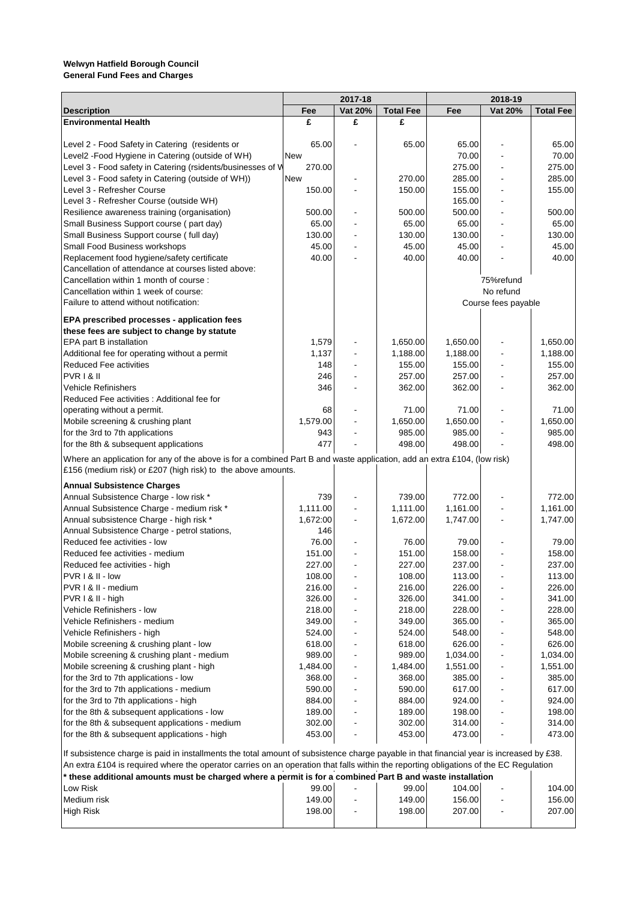**Welwyn Hatfield Borough Council**
**General Fund Fees and Charges**

| Description | 2017-18 Fee | 2017-18 Vat 20% | 2017-18 Total Fee | 2018-19 Fee | 2018-19 Vat 20% | 2018-19 Total Fee |
|---|---|---|---|---|---|---|
| **Environmental Health** | £ | £ | £ | | | |
| Level 2 - Food Safety in Catering (residents or | 65.00 | - | 65.00 | 65.00 | - | 65.00 |
| Level2 -Food Hygiene in Catering (outside of WH) | New | | | 70.00 | - | 70.00 |
| Level 3 - Food safety in Catering (rsidents/businesses of W | 270.00 | | | 275.00 | - | 275.00 |
| Level 3 - Food safety in Catering (outside of WH)) | New | - | 270.00 | 285.00 | - | 285.00 |
| Level 3 - Refresher Course | 150.00 | - | 150.00 | 155.00 | - | 155.00 |
| Level 3 - Refresher Course (outside WH) | | | | 165.00 | - | |
| Resilience awareness training (organisation) | 500.00 | - | 500.00 | 500.00 | - | 500.00 |
| Small Business Support course ( part day) | 65.00 | - | 65.00 | 65.00 | - | 65.00 |
| Small Business Support course ( full day) | 130.00 | - | 130.00 | 130.00 | - | 130.00 |
| Small Food Business workshops | 45.00 | - | 45.00 | 45.00 | - | 45.00 |
| Replacement food hygiene/safety certificate | 40.00 | - | 40.00 | 40.00 | - | 40.00 |
| Cancellation of attendance at courses listed above: | | | | | | |
| Cancellation within 1 month of course : | | | | | 75%refund | |
| Cancellation within 1 week of course: | | | | | No refund | |
| Failure to attend without notification: | | | | | Course fees payable | |
| **EPA prescribed processes - application fees** | | | | | | |
| **these fees are subject to change by statute** | | | | | | |
| EPA part B installation | 1,579 | - | 1,650.00 | 1,650.00 | - | 1,650.00 |
| Additional fee for operating without a permit | 1,137 | - | 1,188.00 | 1,188.00 | - | 1,188.00 |
| Reduced Fee activities | 148 | - | 155.00 | 155.00 | - | 155.00 |
| PVR I & II | 246 | - | 257.00 | 257.00 | - | 257.00 |
| Vehicle Refinishers | 346 | - | 362.00 | 362.00 | - | 362.00 |
| Reduced Fee activities : Additional fee for | | | | | | |
| operating without a permit. | 68 | - | 71.00 | 71.00 | - | 71.00 |
| Mobile screening & crushing plant | 1,579.00 | - | 1,650.00 | 1,650.00 | - | 1,650.00 |
| for the 3rd to 7th applications | 943 | - | 985.00 | 985.00 | - | 985.00 |
| for the 8th & subsequent applications | 477 | - | 498.00 | 498.00 | - | 498.00 |
| Where an application for any of the above is for a combined Part B and waste application, add an extra £104, (low risk) £156 (medium risk) or £207 (high risk) to the above amounts. | | | | | | |
| **Annual Subsistence Charges** | | | | | | |
| Annual Subsistence Charge - low risk * | 739 | - | 739.00 | 772.00 | - | 772.00 |
| Annual Subsistence Charge - medium risk * | 1,111.00 | - | 1,111.00 | 1,161.00 | - | 1,161.00 |
| Annual subsistence Charge - high risk * | 1,672:00 | - | 1,672.00 | 1,747.00 | - | 1,747.00 |
| Annual Subsistence Charge - petrol stations, | 146 | | | | | |
| Reduced fee activities - low | 76.00 | - | 76.00 | 79.00 | - | 79.00 |
| Reduced fee activities - medium | 151.00 | - | 151.00 | 158.00 | - | 158.00 |
| Reduced fee activities - high | 227.00 | - | 227.00 | 237.00 | - | 237.00 |
| PVR I & II - low | 108.00 | - | 108.00 | 113.00 | - | 113.00 |
| PVR I & II - medium | 216.00 | - | 216.00 | 226.00 | - | 226.00 |
| PVR I & II - high | 326.00 | - | 326.00 | 341.00 | - | 341.00 |
| Vehicle Refinishers - low | 218.00 | - | 218.00 | 228.00 | - | 228.00 |
| Vehicle Refinishers - medium | 349.00 | - | 349.00 | 365.00 | - | 365.00 |
| Vehicle Refinishers - high | 524.00 | - | 524.00 | 548.00 | - | 548.00 |
| Mobile screening & crushing plant - low | 618.00 | - | 618.00 | 626.00 | - | 626.00 |
| Mobile screening & crushing plant - medium | 989.00 | - | 989.00 | 1,034.00 | - | 1,034.00 |
| Mobile screening & crushing plant - high | 1,484.00 | - | 1,484.00 | 1,551.00 | - | 1,551.00 |
| for the 3rd to 7th applications - low | 368.00 | - | 368.00 | 385.00 | - | 385.00 |
| for the 3rd to 7th applications - medium | 590.00 | - | 590.00 | 617.00 | - | 617.00 |
| for the 3rd to 7th applications - high | 884.00 | - | 884.00 | 924.00 | - | 924.00 |
| for the 8th & subsequent applications - low | 189.00 | - | 189.00 | 198.00 | - | 198.00 |
| for the 8th & subsequent applications - medium | 302.00 | - | 302.00 | 314.00 | - | 314.00 |
| for the 8th & subsequent applications - high | 453.00 | - | 453.00 | 473.00 | - | 473.00 |
| If subsistence charge is paid in installments the total amount of subsistence charge payable in that financial year is increased by £38. | | | | | | |
| An extra £104 is required where the operator carries on an operation that falls within the reporting obligations of the EC Regulation | | | | | | |
| *** these additional amounts must be charged where a permit is for a combined Part B and waste installation** | | | | | | |
| Low Risk | 99.00 | - | 99.00 | 104.00 | - | 104.00 |
| Medium risk | 149.00 | - | 149.00 | 156.00 | - | 156.00 |
| High Risk | 198.00 | - | 198.00 | 207.00 | - | 207.00 |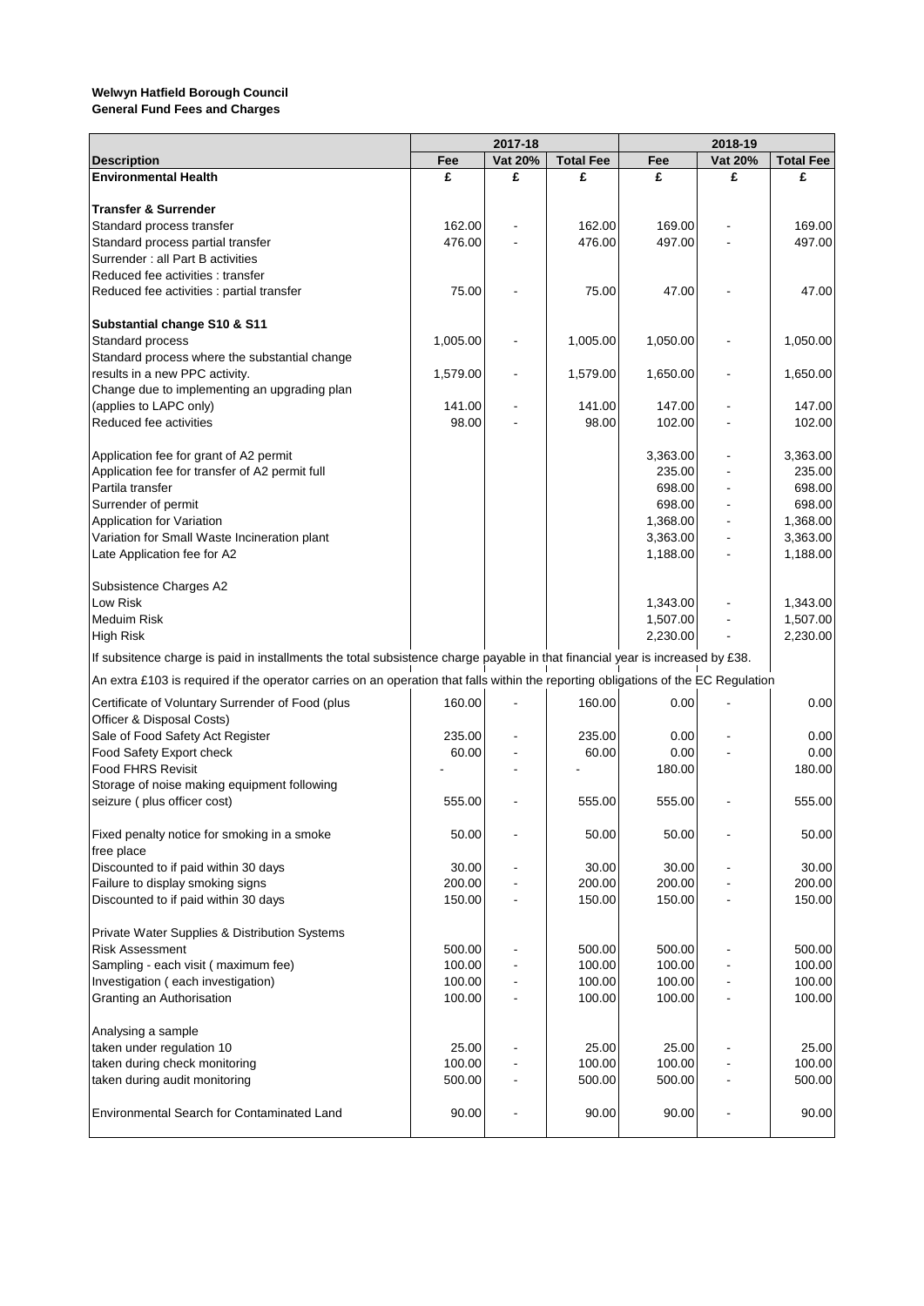**Welwyn Hatfield Borough Council**
**General Fund Fees and Charges**

| | 2017-18 | | | 2018-19 | | |
|---|---|---|---|---|---|---|
| **Description** | **Fee** | **Vat 20%** | **Total Fee** | **Fee** | **Vat 20%** | **Total Fee** |
| **Environmental Health** | **£** | **£** | **£** | **£** | **£** | **£** |
| | | | | | | |
| **Transfer & Surrender** | | | | | | |
| Standard process transfer | 162.00 | - | 162.00 | 169.00 | - | 169.00 |
| Standard process partial transfer | 476.00 | - | 476.00 | 497.00 | - | 497.00 |
| Surrender : all Part B activities | | | | | | |
| Reduced fee activities : transfer | | | | | | |
| Reduced fee activities : partial transfer | 75.00 | - | 75.00 | 47.00 | - | 47.00 |
| | | | | | | |
| **Substantial change S10 & S11** | | | | | | |
| Standard process | 1,005.00 | - | 1,005.00 | 1,050.00 | - | 1,050.00 |
| Standard process where the substantial change results in a new PPC activity. | 1,579.00 | - | 1,579.00 | 1,650.00 | - | 1,650.00 |
| Change due to implementing an upgrading plan (applies to LAPC only) | 141.00 | - | 141.00 | 147.00 | - | 147.00 |
| Reduced fee activities | 98.00 | - | 98.00 | 102.00 | - | 102.00 |
| | | | | | | |
| Application fee for grant of A2 permit | | | | 3,363.00 | - | 3,363.00 |
| Application fee for transfer of A2 permit full | | | | 235.00 | - | 235.00 |
| Partila transfer | | | | 698.00 | - | 698.00 |
| Surrender of permit | | | | 698.00 | - | 698.00 |
| Application for Variation | | | | 1,368.00 | - | 1,368.00 |
| Variation for Small Waste Incineration plant | | | | 3,363.00 | - | 3,363.00 |
| Late Application fee for A2 | | | | 1,188.00 | - | 1,188.00 |
| | | | | | | |
| Subsistence Charges A2 | | | | | | |
| Low Risk | | | | 1,343.00 | - | 1,343.00 |
| Meduim Risk | | | | 1,507.00 | - | 1,507.00 |
| High Risk | | | | 2,230.00 | - | 2,230.00 |
| If subsitence charge is paid in installments the total subsistence charge payable in that financial year is increased by £38. | | | | | | |
| An extra £103 is required if the operator carries on an operation that falls within the reporting obligations of the EC Regulation | | | | | | |
| Certificate of Voluntary Surrender of Food (plus Officer & Disposal Costs) | 160.00 | - | 160.00 | 0.00 | - | 0.00 |
| Sale of Food Safety Act Register | 235.00 | - | 235.00 | 0.00 | - | 0.00 |
| Food Safety Export check | 60.00 | - | 60.00 | 0.00 | - | 0.00 |
| Food FHRS Revisit | - | - | - | 180.00 | | 180.00 |
| Storage of noise making equipment following seizure ( plus officer cost) | 555.00 | - | 555.00 | 555.00 | - | 555.00 |
| | | | | | | |
| Fixed penalty notice for smoking in a smoke free place | 50.00 | - | 50.00 | 50.00 | - | 50.00 |
| Discounted to if paid within 30 days | 30.00 | - | 30.00 | 30.00 | - | 30.00 |
| Failure to display smoking signs | 200.00 | - | 200.00 | 200.00 | - | 200.00 |
| Discounted to if paid within 30 days | 150.00 | - | 150.00 | 150.00 | - | 150.00 |
| | | | | | | |
| Private Water Supplies & Distribution Systems | | | | | | |
| Risk Assessment | 500.00 | - | 500.00 | 500.00 | - | 500.00 |
| Sampling - each visit ( maximum fee) | 100.00 | - | 100.00 | 100.00 | - | 100.00 |
| Investigation ( each investigation) | 100.00 | - | 100.00 | 100.00 | - | 100.00 |
| Granting an Authorisation | 100.00 | - | 100.00 | 100.00 | - | 100.00 |
| | | | | | | |
| Analysing a sample | | | | | | |
| taken under regulation 10 | 25.00 | - | 25.00 | 25.00 | - | 25.00 |
| taken during check monitoring | 100.00 | - | 100.00 | 100.00 | - | 100.00 |
| taken during audit monitoring | 500.00 | - | 500.00 | 500.00 | - | 500.00 |
| | | | | | | |
| Environmental Search for Contaminated Land | 90.00 | - | 90.00 | 90.00 | - | 90.00 |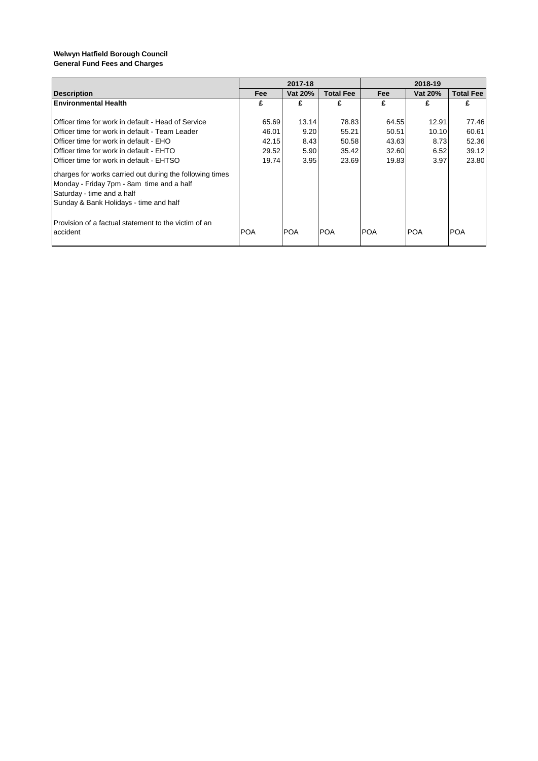**Welwyn Hatfield Borough Council**
**General Fund Fees and Charges**

| | 2017-18 | | | 2018-19 | | |
|---|---|---|---|---|---|---|
| **Description** | **Fee** | **Vat 20%** | **Total Fee** | **Fee** | **Vat 20%** | **Total Fee** |
| **Environmental Health** | **£** | **£** | **£** | **£** | **£** | **£** |
| Officer time for work in default - Head of Service | 65.69 | 13.14 | 78.83 | 64.55 | 12.91 | 77.46 |
| Officer time for work in default - Team Leader | 46.01 | 9.20 | 55.21 | 50.51 | 10.10 | 60.61 |
| Officer time for work in default - EHO | 42.15 | 8.43 | 50.58 | 43.63 | 8.73 | 52.36 |
| Officer time for work in default - EHTO | 29.52 | 5.90 | 35.42 | 32.60 | 6.52 | 39.12 |
| Officer time for work in default - EHTSO | 19.74 | 3.95 | 23.69 | 19.83 | 3.97 | 23.80 |
| charges for works carried out during the following times | | | | | | |
| Monday - Friday 7pm - 8am time and a half | | | | | | |
| Saturday - time and a half | | | | | | |
| Sunday & Bank Holidays - time and half | | | | | | |
| Provision of a factual statement to the victim of an accident | POA | POA | POA | POA | POA | POA |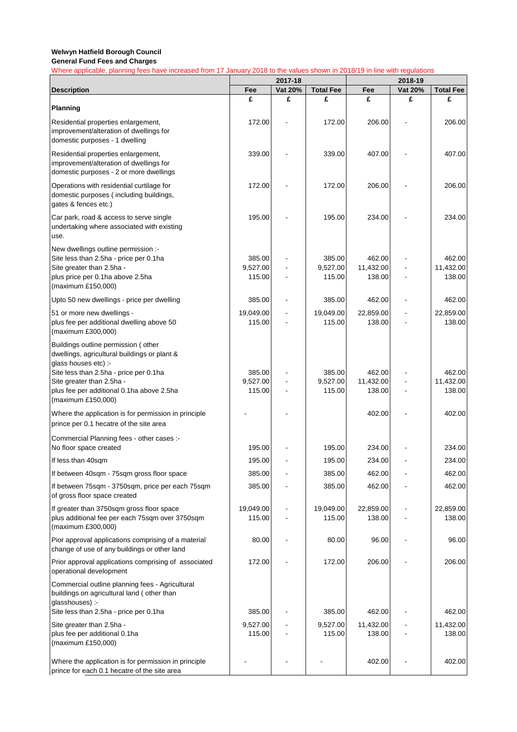**Welwyn Hatfield Borough Council**

**General Fund Fees and Charges**

Where applicable, planning fees have increased from 17 January 2018 to the values shown in 2018/19 in line with regulations

| Description | 2017-18 Fee | 2017-18 Vat 20% | 2017-18 Total Fee | 2018-19 Fee | 2018-19 Vat 20% | 2018-19 Total Fee |
|---|---|---|---|---|---|---|
| | £ | £ | £ | £ | £ | £ |
| **Planning** | | | | | | |
| Residential properties enlargement, improvement/alteration of dwellings for domestic purposes - 1 dwelling | 172.00 | - | 172.00 | 206.00 | - | 206.00 |
| Residential properties enlargement, improvement/alteration of dwellings for domestic purposes - 2 or more dwellings | 339.00 | - | 339.00 | 407.00 | - | 407.00 |
| Operations with residential curtilage for domestic purposes ( including buildings, gates & fences etc.) | 172.00 | - | 172.00 | 206.00 | - | 206.00 |
| Car park, road & access to serve single undertaking where associated with existing use. | 195.00 | - | 195.00 | 234.00 | - | 234.00 |
| New dwellings outline permission :- | | | | | | |
| Site less than 2.5ha - price per 0.1ha | 385.00 | - | 385.00 | 462.00 | - | 462.00 |
| Site greater than 2.5ha - | 9,527.00 | - | 9,527.00 | 11,432.00 | - | 11,432.00 |
| plus price per 0.1ha above 2.5ha (maximum £150,000) | 115.00 | - | 115.00 | 138.00 | - | 138.00 |
| Upto 50 new dwellings - price per dwelling | 385.00 | - | 385.00 | 462.00 | - | 462.00 |
| 51 or more new dwellings - | 19,049.00 | - | 19,049.00 | 22,859.00 | - | 22,859.00 |
| plus fee per additional dwelling above 50 (maximum £300,000) | 115.00 | - | 115.00 | 138.00 | - | 138.00 |
| Buildings outline permission ( other dwellings, agricultural buildings or plant & glass houses etc) :- | | | | | | |
| Site less than 2.5ha - price per 0.1ha | 385.00 | - | 385.00 | 462.00 | - | 462.00 |
| Site greater than 2.5ha - | 9,527.00 | - | 9,527.00 | 11,432.00 | - | 11,432.00 |
| plus fee per additional 0.1ha above 2.5ha (maximum £150,000) | 115.00 | - | 115.00 | 138.00 | - | 138.00 |
| Where the application is for permission in principle prince per 0.1 hecatre of the site area | - | - | | 402.00 | - | 402.00 |
| Commercial Planning fees - other cases :- | | | | | | |
| No floor space created | 195.00 | - | 195.00 | 234.00 | - | 234.00 |
| If less than 40sqm | 195.00 | - | 195.00 | 234.00 | - | 234.00 |
| If between 40sqm - 75sqm gross floor space | 385.00 | - | 385.00 | 462.00 | - | 462.00 |
| If between 75sqm - 3750sqm, price per each 75sqm of gross floor space created | 385.00 | - | 385.00 | 462.00 | - | 462.00 |
| If greater than 3750sqm gross floor space | 19,049.00 | - | 19,049.00 | 22,859.00 | - | 22,859.00 |
| plus additional fee per each 75sqm over 3750sqm (maximum £300,000) | 115.00 | - | 115.00 | 138.00 | - | 138.00 |
| Pior approval applications comprising of a material change of use of any buildings or other land | 80.00 | - | 80.00 | 96.00 | - | 96.00 |
| Prior approval applications comprising of associated operational development | 172.00 | - | 172.00 | 206.00 | - | 206.00 |
| Commercial outline planning fees - Agricultural buildings on agricultural land ( other than glasshouses) :- | | | | | | |
| Site less than 2.5ha - price per 0.1ha | 385.00 | - | 385.00 | 462.00 | - | 462.00 |
| Site greater than 2.5ha - | 9,527.00 | - | 9,527.00 | 11,432.00 | - | 11,432.00 |
| plus fee per additional 0.1ha (maximum £150,000) | 115.00 | - | 115.00 | 138.00 | - | 138.00 |
| Where the application is for permission in principle prince for each 0.1 hecatre of the site area | - | - | - | 402.00 | - | 402.00 |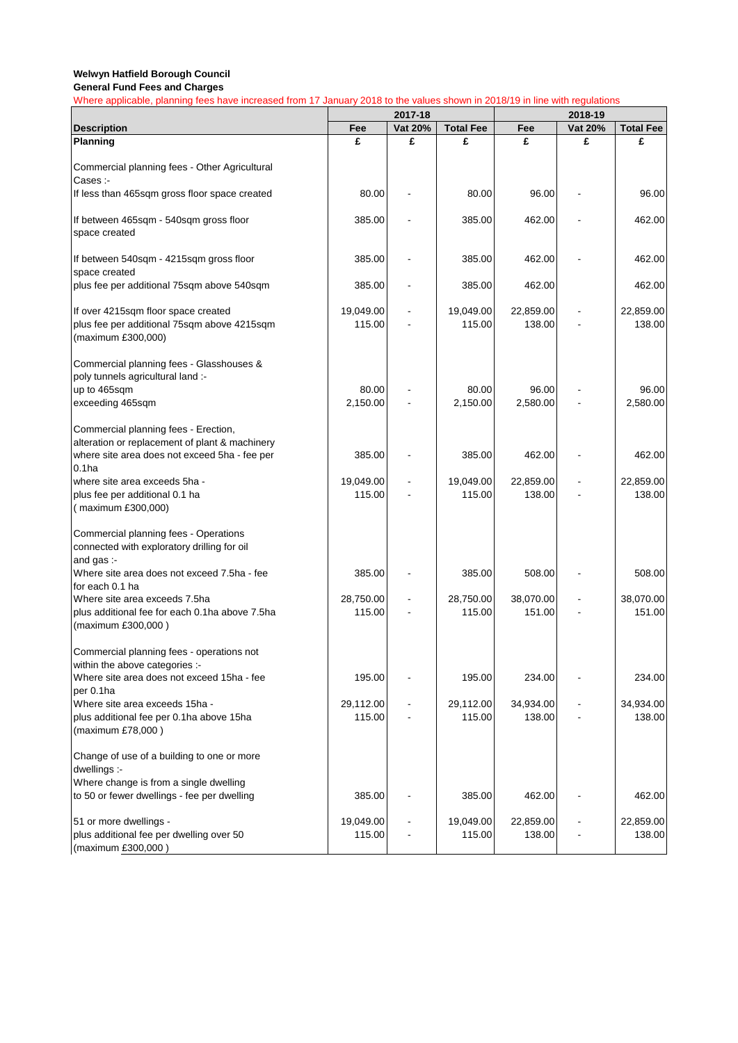**Welwyn Hatfield Borough Council**
**General Fund Fees and Charges**

Where applicable, planning fees have increased from 17 January 2018 to the values shown in 2018/19 in line with regulations

| | 2017-18 | | | 2018-19 | | |
|---|---|---|---|---|---|---|
| **Description** | **Fee** | **Vat 20%** | **Total Fee** | **Fee** | **Vat 20%** | **Total Fee** |
| **Planning** | **£** | **£** | **£** | **£** | **£** | **£** |
| Commercial planning fees - Other Agricultural Cases :- | | | | | | |
| If less than 465sqm gross floor space created | 80.00 | - | 80.00 | 96.00 | - | 96.00 |
| If between 465sqm - 540sqm gross floor space created | 385.00 | - | 385.00 | 462.00 | - | 462.00 |
| If between 540sqm - 4215sqm gross floor space created | 385.00 | - | 385.00 | 462.00 | - | 462.00 |
| plus fee per additional 75sqm above 540sqm | 385.00 | - | 385.00 | 462.00 | | 462.00 |
| If over 4215sqm floor space created | 19,049.00 | - | 19,049.00 | 22,859.00 | - | 22,859.00 |
| plus fee per additional 75sqm above 4215sqm (maximum £300,000) | 115.00 | - | 115.00 | 138.00 | - | 138.00 |
| Commercial planning fees - Glasshouses & poly tunnels agricultural land :- | | | | | | |
| up to 465sqm | 80.00 | - | 80.00 | 96.00 | - | 96.00 |
| exceeding 465sqm | 2,150.00 | - | 2,150.00 | 2,580.00 | - | 2,580.00 |
| Commercial planning fees - Erection, alteration or replacement of plant & machinery | | | | | | |
| where site area does not exceed 5ha - fee per 0.1ha | 385.00 | - | 385.00 | 462.00 | - | 462.00 |
| where site area exceeds 5ha - | 19,049.00 | - | 19,049.00 | 22,859.00 | - | 22,859.00 |
| plus fee per additional 0.1 ha ( maximum £300,000) | 115.00 | - | 115.00 | 138.00 | - | 138.00 |
| Commercial planning fees - Operations connected with exploratory drilling for oil and gas :- | | | | | | |
| Where site area does not exceed 7.5ha - fee for each 0.1 ha | 385.00 | - | 385.00 | 508.00 | - | 508.00 |
| Where site area exceeds 7.5ha | 28,750.00 | - | 28,750.00 | 38,070.00 | - | 38,070.00 |
| plus additional fee for each 0.1ha above 7.5ha (maximum £300,000 ) | 115.00 | - | 115.00 | 151.00 | - | 151.00 |
| Commercial planning fees - operations not within the above categories :- | | | | | | |
| Where site area does not exceed 15ha - fee per 0.1ha | 195.00 | - | 195.00 | 234.00 | - | 234.00 |
| Where site area exceeds 15ha - | 29,112.00 | - | 29,112.00 | 34,934.00 | - | 34,934.00 |
| plus additional fee per 0.1ha above 15ha (maximum £78,000 ) | 115.00 | - | 115.00 | 138.00 | - | 138.00 |
| Change of use of a building to one or more dwellings :- | | | | | | |
| Where change is from a single dwelling to 50 or fewer dwellings - fee per dwelling | 385.00 | - | 385.00 | 462.00 | - | 462.00 |
| 51 or more dwellings - | 19,049.00 | - | 19,049.00 | 22,859.00 | - | 22,859.00 |
| plus additional fee per dwelling over 50 (maximum £300,000 ) | 115.00 | - | 115.00 | 138.00 | - | 138.00 |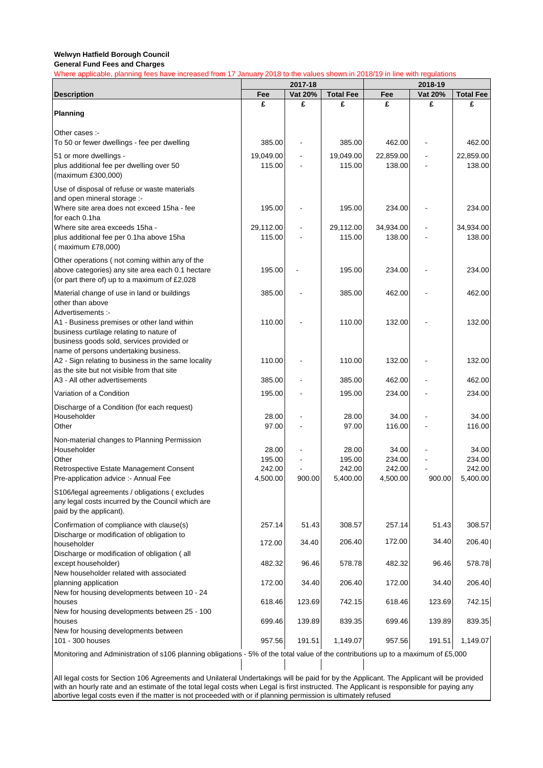**Welwyn Hatfield Borough Council**

**General Fund Fees and Charges**

Where applicable, planning fees have increased from 17 January 2018 to the values shown in 2018/19 in line with regulations

| | 2017-18 | | | 2018-19 | | |
|---|---|---|---|---|---|---|
| **Description** | **Fee** | **Vat 20%** | **Total Fee** | **Fee** | **Vat 20%** | **Total Fee** |
| | £ | £ | £ | £ | £ | £ |
| **Planning** | | | | | | |
| Other cases :- | | | | | | |
| To 50 or fewer dwellings - fee per dwelling | 385.00 | - | 385.00 | 462.00 | - | 462.00 |
| 51 or more dwellings - | 19,049.00 | - | 19,049.00 | 22,859.00 | - | 22,859.00 |
| plus additional fee per dwelling over 50 (maximum £300,000) | 115.00 | - | 115.00 | 138.00 | - | 138.00 |
| Use of disposal of refuse or waste materials and open mineral storage :- | | | | | | |
| Where site area does not exceed 15ha - fee for each 0.1ha | 195.00 | - | 195.00 | 234.00 | - | 234.00 |
| Where site area exceeds 15ha - | 29,112.00 | - | 29,112.00 | 34,934.00 | - | 34,934.00 |
| plus additional fee per 0.1ha above 15ha ( maximum £78,000) | 115.00 | - | 115.00 | 138.00 | - | 138.00 |
| Other operations ( not coming within any of the above categories) any site area each 0.1 hectare (or part there of) up to a maximum of £2,028 | 195.00 | - | 195.00 | 234.00 | - | 234.00 |
| Material change of use in land or buildings other than above | 385.00 | - | 385.00 | 462.00 | - | 462.00 |
| Advertisements :- | | | | | | |
| A1 - Business premises or other land within business curtilage relating to nature of business goods sold, services provided or name of persons undertaking business. | 110.00 | - | 110.00 | 132.00 | - | 132.00 |
| A2 - Sign relating to business in the same locality as the site but not visible from that site | 110.00 | - | 110.00 | 132.00 | - | 132.00 |
| A3 - All other advertisements | 385.00 | - | 385.00 | 462.00 | - | 462.00 |
| Variation of a Condition | 195.00 | - | 195.00 | 234.00 | - | 234.00 |
| Discharge of a Condition (for each request) | | | | | | |
| Householder | 28.00 | - | 28.00 | 34.00 | - | 34.00 |
| Other | 97.00 | - | 97.00 | 116.00 | - | 116.00 |
| Non-material changes to Planning Permission | | | | | | |
| Householder | 28.00 | - | 28.00 | 34.00 | - | 34.00 |
| Other | 195.00 | - | 195.00 | 234.00 | - | 234.00 |
| Retrospective Estate Management Consent | 242.00 | - | 242.00 | 242.00 | - | 242.00 |
| Pre-application advice :- Annual Fee | 4,500.00 | 900.00 | 5,400.00 | 4,500.00 | 900.00 | 5,400.00 |
| S106/legal agreements / obligations ( excludes any legal costs incurred by the Council which are paid by the applicant). | | | | | | |
| Confirmation of compliance with clause(s) | 257.14 | 51.43 | 308.57 | 257.14 | 51.43 | 308.57 |
| Discharge or modification of obligation to householder | 172.00 | 34.40 | 206.40 | 172.00 | 34.40 | 206.40 |
| Discharge or modification of obligation ( all except householder) | 482.32 | 96.46 | 578.78 | 482.32 | 96.46 | 578.78 |
| New householder related with associated planning application | 172.00 | 34.40 | 206.40 | 172.00 | 34.40 | 206.40 |
| New for housing developments between 10 - 24 houses | 618.46 | 123.69 | 742.15 | 618.46 | 123.69 | 742.15 |
| New for housing developments between 25 - 100 houses | 699.46 | 139.89 | 839.35 | 699.46 | 139.89 | 839.35 |
| New for housing developments between 101 - 300 houses | 957.56 | 191.51 | 1,149.07 | 957.56 | 191.51 | 1,149.07 |
| Monitoring and Administration of s106 planning obligations - 5% of the total value of the contributions up to a maximum of £5,000 | | | | | | |

All legal costs for Section 106 Agreements and Unilateral Undertakings will be paid for by the Applicant. The Applicant will be provided with an hourly rate and an estimate of the total legal costs when Legal is first instructed. The Applicant is responsible for paying any abortive legal costs even if the matter is not proceeded with or if planning permission is ultimately refused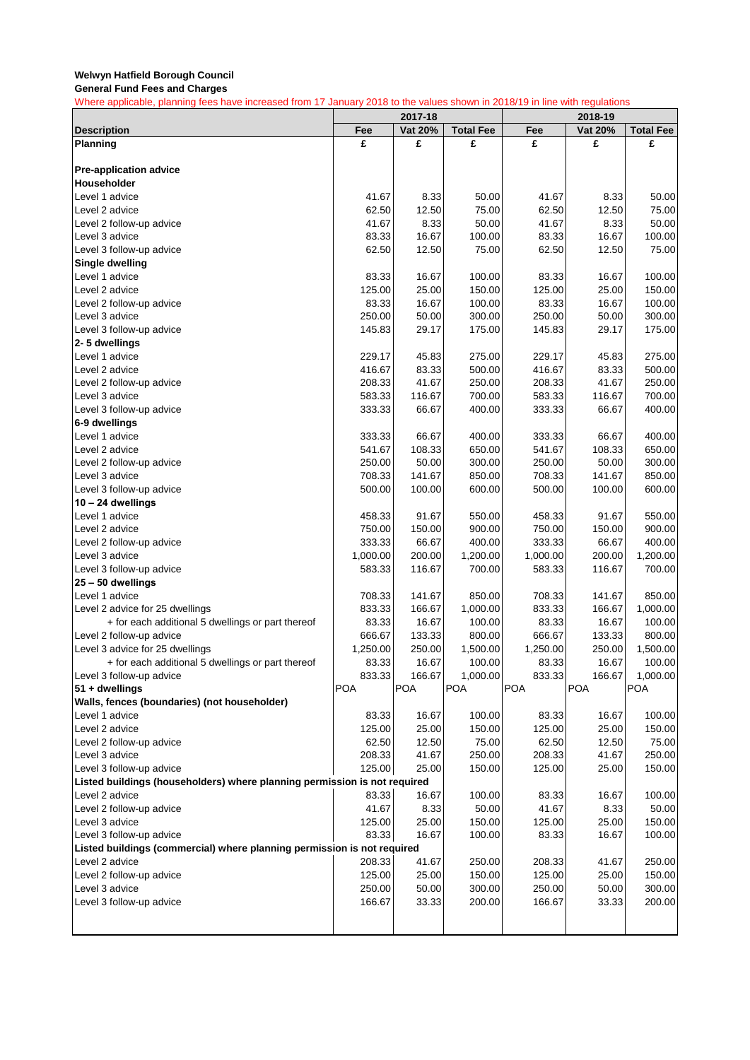**Welwyn Hatfield Borough Council**

**General Fund Fees and Charges**

Where applicable, planning fees have increased from 17 January 2018 to the values shown in 2018/19 in line with regulations

| | 2017-18 | | | 2018-19 | | |
|---|---|---|---|---|---|---|
| **Description** | **Fee** | **Vat 20%** | **Total Fee** | **Fee** | **Vat 20%** | **Total Fee** |
| **Planning** | **£** | **£** | **£** | **£** | **£** | **£** |
| | | | | | | |
| **Pre-application advice** | | | | | | |
| **Householder** | | | | | | |
| Level 1 advice | 41.67 | 8.33 | 50.00 | 41.67 | 8.33 | 50.00 |
| Level 2 advice | 62.50 | 12.50 | 75.00 | 62.50 | 12.50 | 75.00 |
| Level 2 follow-up advice | 41.67 | 8.33 | 50.00 | 41.67 | 8.33 | 50.00 |
| Level 3 advice | 83.33 | 16.67 | 100.00 | 83.33 | 16.67 | 100.00 |
| Level 3 follow-up advice | 62.50 | 12.50 | 75.00 | 62.50 | 12.50 | 75.00 |
| **Single dwelling** | | | | | | |
| Level 1 advice | 83.33 | 16.67 | 100.00 | 83.33 | 16.67 | 100.00 |
| Level 2 advice | 125.00 | 25.00 | 150.00 | 125.00 | 25.00 | 150.00 |
| Level 2 follow-up advice | 83.33 | 16.67 | 100.00 | 83.33 | 16.67 | 100.00 |
| Level 3 advice | 250.00 | 50.00 | 300.00 | 250.00 | 50.00 | 300.00 |
| Level 3 follow-up advice | 145.83 | 29.17 | 175.00 | 145.83 | 29.17 | 175.00 |
| **2- 5 dwellings** | | | | | | |
| Level 1 advice | 229.17 | 45.83 | 275.00 | 229.17 | 45.83 | 275.00 |
| Level 2 advice | 416.67 | 83.33 | 500.00 | 416.67 | 83.33 | 500.00 |
| Level 2 follow-up advice | 208.33 | 41.67 | 250.00 | 208.33 | 41.67 | 250.00 |
| Level 3 advice | 583.33 | 116.67 | 700.00 | 583.33 | 116.67 | 700.00 |
| Level 3 follow-up advice | 333.33 | 66.67 | 400.00 | 333.33 | 66.67 | 400.00 |
| **6-9 dwellings** | | | | | | |
| Level 1 advice | 333.33 | 66.67 | 400.00 | 333.33 | 66.67 | 400.00 |
| Level 2 advice | 541.67 | 108.33 | 650.00 | 541.67 | 108.33 | 650.00 |
| Level 2 follow-up advice | 250.00 | 50.00 | 300.00 | 250.00 | 50.00 | 300.00 |
| Level 3 advice | 708.33 | 141.67 | 850.00 | 708.33 | 141.67 | 850.00 |
| Level 3 follow-up advice | 500.00 | 100.00 | 600.00 | 500.00 | 100.00 | 600.00 |
| **10 – 24 dwellings** | | | | | | |
| Level 1 advice | 458.33 | 91.67 | 550.00 | 458.33 | 91.67 | 550.00 |
| Level 2 advice | 750.00 | 150.00 | 900.00 | 750.00 | 150.00 | 900.00 |
| Level 2 follow-up advice | 333.33 | 66.67 | 400.00 | 333.33 | 66.67 | 400.00 |
| Level 3 advice | 1,000.00 | 200.00 | 1,200.00 | 1,000.00 | 200.00 | 1,200.00 |
| Level 3 follow-up advice | 583.33 | 116.67 | 700.00 | 583.33 | 116.67 | 700.00 |
| **25 – 50 dwellings** | | | | | | |
| Level 1 advice | 708.33 | 141.67 | 850.00 | 708.33 | 141.67 | 850.00 |
| Level 2 advice for 25 dwellings | 833.33 | 166.67 | 1,000.00 | 833.33 | 166.67 | 1,000.00 |
| + for each additional 5 dwellings or part thereof | 83.33 | 16.67 | 100.00 | 83.33 | 16.67 | 100.00 |
| Level 2 follow-up advice | 666.67 | 133.33 | 800.00 | 666.67 | 133.33 | 800.00 |
| Level 3 advice for 25 dwellings | 1,250.00 | 250.00 | 1,500.00 | 1,250.00 | 250.00 | 1,500.00 |
| + for each additional 5 dwellings or part thereof | 83.33 | 16.67 | 100.00 | 83.33 | 16.67 | 100.00 |
| Level 3 follow-up advice | 833.33 | 166.67 | 1,000.00 | 833.33 | 166.67 | 1,000.00 |
| **51 + dwellings** | POA | POA | POA | POA | POA | POA |
| **Walls, fences (boundaries) (not householder)** | | | | | | |
| Level 1 advice | 83.33 | 16.67 | 100.00 | 83.33 | 16.67 | 100.00 |
| Level 2 advice | 125.00 | 25.00 | 150.00 | 125.00 | 25.00 | 150.00 |
| Level 2 follow-up advice | 62.50 | 12.50 | 75.00 | 62.50 | 12.50 | 75.00 |
| Level 3 advice | 208.33 | 41.67 | 250.00 | 208.33 | 41.67 | 250.00 |
| Level 3 follow-up advice | 125.00 | 25.00 | 150.00 | 125.00 | 25.00 | 150.00 |
| **Listed buildings (householders) where planning permission is not required** | | | | | | |
| Level 2 advice | 83.33 | 16.67 | 100.00 | 83.33 | 16.67 | 100.00 |
| Level 2 follow-up advice | 41.67 | 8.33 | 50.00 | 41.67 | 8.33 | 50.00 |
| Level 3 advice | 125.00 | 25.00 | 150.00 | 125.00 | 25.00 | 150.00 |
| Level 3 follow-up advice | 83.33 | 16.67 | 100.00 | 83.33 | 16.67 | 100.00 |
| **Listed buildings (commercial) where planning permission is not required** | | | | | | |
| Level 2 advice | 208.33 | 41.67 | 250.00 | 208.33 | 41.67 | 250.00 |
| Level 2 follow-up advice | 125.00 | 25.00 | 150.00 | 125.00 | 25.00 | 150.00 |
| Level 3 advice | 250.00 | 50.00 | 300.00 | 250.00 | 50.00 | 300.00 |
| Level 3 follow-up advice | 166.67 | 33.33 | 200.00 | 166.67 | 33.33 | 200.00 |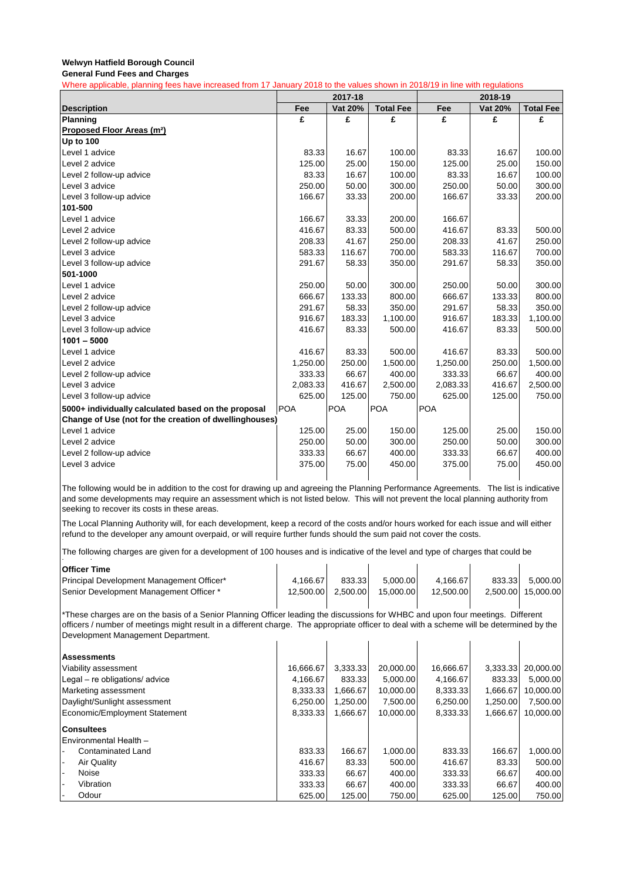**Welwyn Hatfield Borough Council**

**General Fund Fees and Charges**

Where applicable, planning fees have increased from 17 January 2018 to the values shown in 2018/19 in line with regulations

| | 2017-18 | | | 2018-19 | | |
|---|---|---|---|---|---|---|
| **Description** | **Fee** | **Vat 20%** | **Total Fee** | **Fee** | **Vat 20%** | **Total Fee** |
| **Planning** | **£** | **£** | **£** | **£** | **£** | **£** |
| **Proposed Floor Areas (m²)** | | | | | | |
| **Up to 100** | | | | | | |
| Level 1 advice | 83.33 | 16.67 | 100.00 | 83.33 | 16.67 | 100.00 |
| Level 2 advice | 125.00 | 25.00 | 150.00 | 125.00 | 25.00 | 150.00 |
| Level 2 follow-up advice | 83.33 | 16.67 | 100.00 | 83.33 | 16.67 | 100.00 |
| Level 3 advice | 250.00 | 50.00 | 300.00 | 250.00 | 50.00 | 300.00 |
| Level 3 follow-up advice | 166.67 | 33.33 | 200.00 | 166.67 | 33.33 | 200.00 |
| **101-500** | | | | | | |
| Level 1 advice | 166.67 | 33.33 | 200.00 | 166.67 | | |
| Level 2 advice | 416.67 | 83.33 | 500.00 | 416.67 | 83.33 | 500.00 |
| Level 2 follow-up advice | 208.33 | 41.67 | 250.00 | 208.33 | 41.67 | 250.00 |
| Level 3 advice | 583.33 | 116.67 | 700.00 | 583.33 | 116.67 | 700.00 |
| Level 3 follow-up advice | 291.67 | 58.33 | 350.00 | 291.67 | 58.33 | 350.00 |
| **501-1000** | | | | | | |
| Level 1 advice | 250.00 | 50.00 | 300.00 | 250.00 | 50.00 | 300.00 |
| Level 2 advice | 666.67 | 133.33 | 800.00 | 666.67 | 133.33 | 800.00 |
| Level 2 follow-up advice | 291.67 | 58.33 | 350.00 | 291.67 | 58.33 | 350.00 |
| Level 3 advice | 916.67 | 183.33 | 1,100.00 | 916.67 | 183.33 | 1,100.00 |
| Level 3 follow-up advice | 416.67 | 83.33 | 500.00 | 416.67 | 83.33 | 500.00 |
| **1001 – 5000** | | | | | | |
| Level 1 advice | 416.67 | 83.33 | 500.00 | 416.67 | 83.33 | 500.00 |
| Level 2 advice | 1,250.00 | 250.00 | 1,500.00 | 1,250.00 | 250.00 | 1,500.00 |
| Level 2 follow-up advice | 333.33 | 66.67 | 400.00 | 333.33 | 66.67 | 400.00 |
| Level 3 advice | 2,083.33 | 416.67 | 2,500.00 | 2,083.33 | 416.67 | 2,500.00 |
| Level 3 follow-up advice | 625.00 | 125.00 | 750.00 | 625.00 | 125.00 | 750.00 |
| **5000+ individually calculated based on the proposal** | POA | POA | POA | POA | | |
| **Change of Use (not for the creation of dwellinghouses)** | | | | | | |
| Level 1 advice | 125.00 | 25.00 | 150.00 | 125.00 | 25.00 | 150.00 |
| Level 2 advice | 250.00 | 50.00 | 300.00 | 250.00 | 50.00 | 300.00 |
| Level 2 follow-up advice | 333.33 | 66.67 | 400.00 | 333.33 | 66.67 | 400.00 |
| Level 3 advice | 375.00 | 75.00 | 450.00 | 375.00 | 75.00 | 450.00 |

The following would be in addition to the cost for drawing up and agreeing the Planning Performance Agreements. The list is indicative and some developments may require an assessment which is not listed below. This will not prevent the local planning authority from seeking to recover its costs in these areas.

The Local Planning Authority will, for each development, keep a record of the costs and/or hours worked for each issue and will either refund to the developer any amount overpaid, or will require further funds should the sum paid not cover the costs.

The following charges are given for a development of 100 houses and is indicative of the level and type of charges that could be

| | 2017-18 | | | 2018-19 | | |
|---|---|---|---|---|---|---|
| **Description** | **Fee** | **Vat 20%** | **Total Fee** | **Fee** | **Vat 20%** | **Total Fee** |
| **Officer Time** | | | | | | |
| Principal Development Management Officer* | 4,166.67 | 833.33 | 5,000.00 | 4,166.67 | 833.33 | 5,000.00 |
| Senior Development Management Officer * | 12,500.00 | 2,500.00 | 15,000.00 | 12,500.00 | 2,500.00 | 15,000.00 |

*These charges are on the basis of a Senior Planning Officer leading the discussions for WHBC and upon four meetings. Different officers / number of meetings might result in a different charge. The appropriate officer to deal with a scheme will be determined by the Development Management Department.

| | 2017-18 | | | 2018-19 | | |
|---|---|---|---|---|---|---|
| **Description** | **Fee** | **Vat 20%** | **Total Fee** | **Fee** | **Vat 20%** | **Total Fee** |
| **Assessments** | | | | | | |
| Viability assessment | 16,666.67 | 3,333.33 | 20,000.00 | 16,666.67 | 3,333.33 | 20,000.00 |
| Legal – re obligations/ advice | 4,166.67 | 833.33 | 5,000.00 | 4,166.67 | 833.33 | 5,000.00 |
| Marketing assessment | 8,333.33 | 1,666.67 | 10,000.00 | 8,333.33 | 1,666.67 | 10,000.00 |
| Daylight/Sunlight assessment | 6,250.00 | 1,250.00 | 7,500.00 | 6,250.00 | 1,250.00 | 7,500.00 |
| Economic/Employment Statement | 8,333.33 | 1,666.67 | 10,000.00 | 8,333.33 | 1,666.67 | 10,000.00 |
| **Consultees** | | | | | | |
| Environmental Health – | | | | | | |
| - Contaminated Land | 833.33 | 166.67 | 1,000.00 | 833.33 | 166.67 | 1,000.00 |
| - Air Quality | 416.67 | 83.33 | 500.00 | 416.67 | 83.33 | 500.00 |
| - Noise | 333.33 | 66.67 | 400.00 | 333.33 | 66.67 | 400.00 |
| - Vibration | 333.33 | 66.67 | 400.00 | 333.33 | 66.67 | 400.00 |
| - Odour | 625.00 | 125.00 | 750.00 | 625.00 | 125.00 | 750.00 |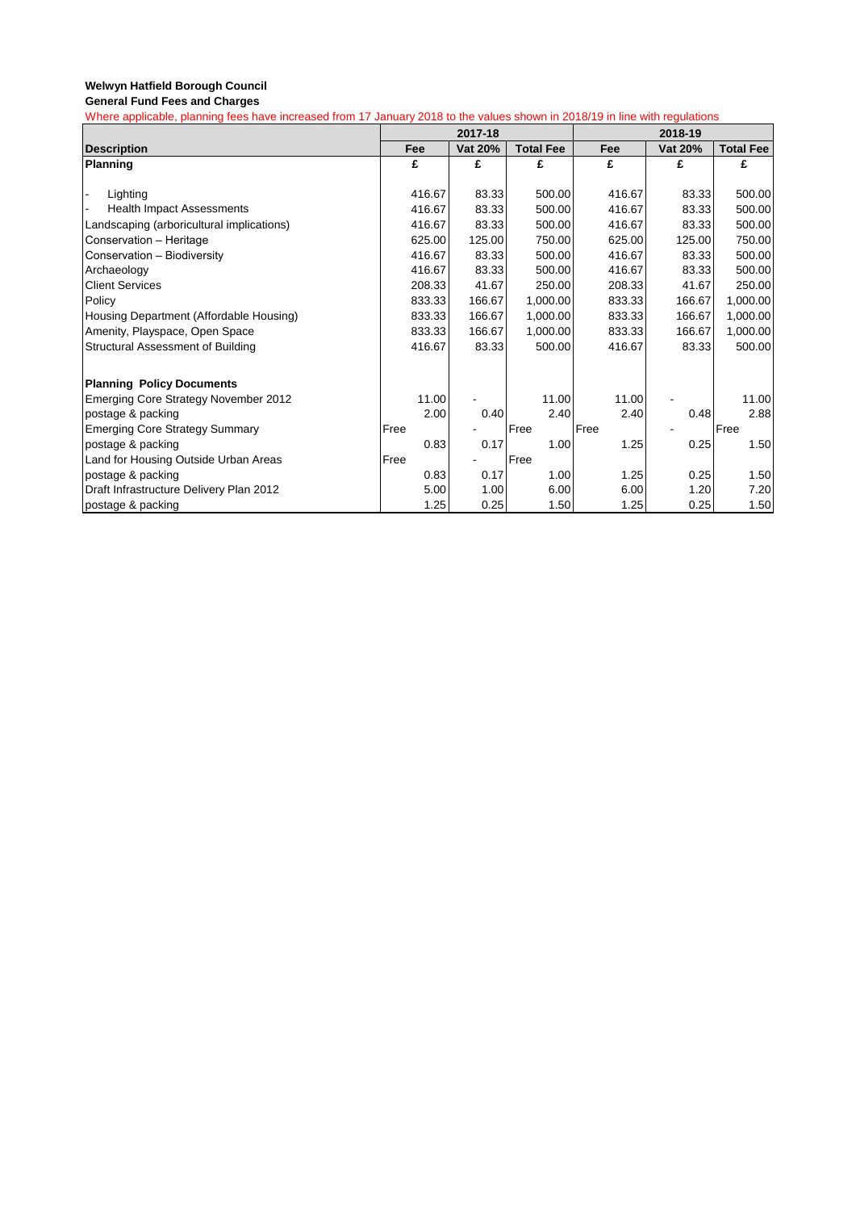**Welwyn Hatfield Borough Council**

**General Fund Fees and Charges**

Where applicable, planning fees have increased from 17 January 2018 to the values shown in 2018/19 in line with regulations

| | 2017-18 | | | 2018-19 | | |
|---|---|---|---|---|---|---|
| **Description** | **Fee** | **Vat 20%** | **Total Fee** | **Fee** | **Vat 20%** | **Total Fee** |
| **Planning** | **£** | **£** | **£** | **£** | **£** | **£** |
| - Lighting | 416.67 | 83.33 | 500.00 | 416.67 | 83.33 | 500.00 |
| - Health Impact Assessments | 416.67 | 83.33 | 500.00 | 416.67 | 83.33 | 500.00 |
| Landscaping (arboricultural implications) | 416.67 | 83.33 | 500.00 | 416.67 | 83.33 | 500.00 |
| Conservation – Heritage | 625.00 | 125.00 | 750.00 | 625.00 | 125.00 | 750.00 |
| Conservation – Biodiversity | 416.67 | 83.33 | 500.00 | 416.67 | 83.33 | 500.00 |
| Archaeology | 416.67 | 83.33 | 500.00 | 416.67 | 83.33 | 500.00 |
| Client Services | 208.33 | 41.67 | 250.00 | 208.33 | 41.67 | 250.00 |
| Policy | 833.33 | 166.67 | 1,000.00 | 833.33 | 166.67 | 1,000.00 |
| Housing Department (Affordable Housing) | 833.33 | 166.67 | 1,000.00 | 833.33 | 166.67 | 1,000.00 |
| Amenity, Playspace, Open Space | 833.33 | 166.67 | 1,000.00 | 833.33 | 166.67 | 1,000.00 |
| Structural Assessment of Building | 416.67 | 83.33 | 500.00 | 416.67 | 83.33 | 500.00 |
| | | | | | | |
| **Planning Policy Documents** | | | | | | |
| Emerging Core Strategy November 2012 | 11.00 | - | 11.00 | 11.00 | - | 11.00 |
| postage & packing | 2.00 | 0.40 | 2.40 | 2.40 | 0.48 | 2.88 |
| Emerging Core Strategy Summary | Free | - | Free | Free | - | Free |
| postage & packing | 0.83 | 0.17 | 1.00 | 1.25 | 0.25 | 1.50 |
| Land for Housing Outside Urban Areas | Free | - | Free | | | |
| postage & packing | 0.83 | 0.17 | 1.00 | 1.25 | 0.25 | 1.50 |
| Draft Infrastructure Delivery Plan 2012 | 5.00 | 1.00 | 6.00 | 6.00 | 1.20 | 7.20 |
| postage & packing | 1.25 | 0.25 | 1.50 | 1.25 | 0.25 | 1.50 |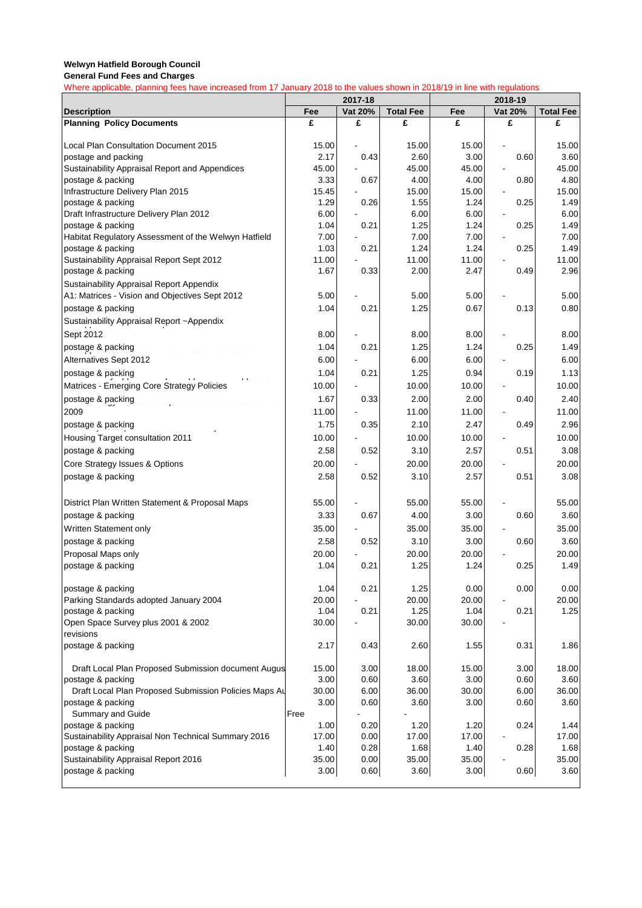**Welwyn Hatfield Borough Council**
**General Fund Fees and Charges**

Where applicable, planning fees have increased from 17 January 2018 to the values shown in 2018/19 in line with regulations

| | 2017-18 | | | 2018-19 | | |
|---|---|---|---|---|---|---|
| **Description** | **Fee** | **Vat 20%** | **Total Fee** | **Fee** | **Vat 20%** | **Total Fee** |
| **Planning Policy Documents** | **£** | **£** | **£** | **£** | **£** | **£** |
| Local Plan Consultation Document 2015 | 15.00 | - | 15.00 | 15.00 | - | 15.00 |
| postage and packing | 2.17 | 0.43 | 2.60 | 3.00 | 0.60 | 3.60 |
| Sustainability Appraisal Report and Appendices | 45.00 | - | 45.00 | 45.00 | - | 45.00 |
| postage & packing | 3.33 | 0.67 | 4.00 | 4.00 | 0.80 | 4.80 |
| Infrastructure Delivery Plan 2015 | 15.45 | - | 15.00 | 15.00 | - | 15.00 |
| postage & packing | 1.29 | 0.26 | 1.55 | 1.24 | 0.25 | 1.49 |
| Draft Infrastructure Delivery Plan 2012 | 6.00 | - | 6.00 | 6.00 | - | 6.00 |
| postage & packing | 1.04 | 0.21 | 1.25 | 1.24 | 0.25 | 1.49 |
| Habitat Regulatory Assessment of the Welwyn Hatfield | 7.00 | - | 7.00 | 7.00 | - | 7.00 |
| postage & packing | 1.03 | 0.21 | 1.24 | 1.24 | 0.25 | 1.49 |
| Sustainability Appraisal Report Sept 2012 | 11.00 | - | 11.00 | 11.00 | - | 11.00 |
| postage & packing | 1.67 | 0.33 | 2.00 | 2.47 | 0.49 | 2.96 |
| Sustainability Appraisal Report Appendix A1: Matrices - Vision and Objectives Sept 2012 | 5.00 | - | 5.00 | 5.00 | - | 5.00 |
| postage & packing | 1.04 | 0.21 | 1.25 | 0.67 | 0.13 | 0.80 |
| Sustainability Appraisal Report ~Appendix Sept 2012 | 8.00 | - | 8.00 | 8.00 | - | 8.00 |
| postage & packing | 1.04 | 0.21 | 1.25 | 1.24 | 0.25 | 1.49 |
| Alternatives Sept 2012 | 6.00 | - | 6.00 | 6.00 | - | 6.00 |
| postage & packing | 1.04 | 0.21 | 1.25 | 0.94 | 0.19 | 1.13 |
| Matrices - Emerging Core Strategy Policies | 10.00 | - | 10.00 | 10.00 | - | 10.00 |
| postage & packing | 1.67 | 0.33 | 2.00 | 2.00 | 0.40 | 2.40 |
| 2009 | 11.00 | - | 11.00 | 11.00 | - | 11.00 |
| postage & packing | 1.75 | 0.35 | 2.10 | 2.47 | 0.49 | 2.96 |
| Housing Target consultation 2011 | 10.00 | - | 10.00 | 10.00 | - | 10.00 |
| postage & packing | 2.58 | 0.52 | 3.10 | 2.57 | 0.51 | 3.08 |
| Core Strategy Issues & Options | 20.00 | - | 20.00 | 20.00 | - | 20.00 |
| postage & packing | 2.58 | 0.52 | 3.10 | 2.57 | 0.51 | 3.08 |
| District Plan Written Statement & Proposal Maps | 55.00 | - | 55.00 | 55.00 | - | 55.00 |
| postage & packing | 3.33 | 0.67 | 4.00 | 3.00 | 0.60 | 3.60 |
| Written Statement only | 35.00 | - | 35.00 | 35.00 | - | 35.00 |
| postage & packing | 2.58 | 0.52 | 3.10 | 3.00 | 0.60 | 3.60 |
| Proposal Maps only | 20.00 | - | 20.00 | 20.00 | - | 20.00 |
| postage & packing | 1.04 | 0.21 | 1.25 | 1.24 | 0.25 | 1.49 |
| postage & packing | 1.04 | 0.21 | 1.25 | 0.00 | 0.00 | 0.00 |
| Parking Standards adopted January 2004 | 20.00 | - | 20.00 | 20.00 | - | 20.00 |
| postage & packing | 1.04 | 0.21 | 1.25 | 1.04 | 0.21 | 1.25 |
| Open Space Survey plus 2001 & 2002 revisions | 30.00 | - | 30.00 | 30.00 | - | |
| postage & packing | 2.17 | 0.43 | 2.60 | 1.55 | 0.31 | 1.86 |
| Draft Local Plan Proposed Submission document Augus | 15.00 | 3.00 | 18.00 | 15.00 | 3.00 | 18.00 |
| postage & packing | 3.00 | 0.60 | 3.60 | 3.00 | 0.60 | 3.60 |
| Draft Local Plan Proposed Submission Policies Maps Au | 30.00 | 6.00 | 36.00 | 30.00 | 6.00 | 36.00 |
| postage & packing | 3.00 | 0.60 | 3.60 | 3.00 | 0.60 | 3.60 |
| Summary and Guide | Free | - | - | | | |
| postage & packing | 1.00 | 0.20 | 1.20 | 1.20 | 0.24 | 1.44 |
| Sustainability Appraisal Non Technical Summary 2016 | 17.00 | 0.00 | 17.00 | 17.00 | - | 17.00 |
| postage & packing | 1.40 | 0.28 | 1.68 | 1.40 | 0.28 | 1.68 |
| Sustainability Appraisal Report 2016 | 35.00 | 0.00 | 35.00 | 35.00 | - | 35.00 |
| postage & packing | 3.00 | 0.60 | 3.60 | 3.00 | 0.60 | 3.60 |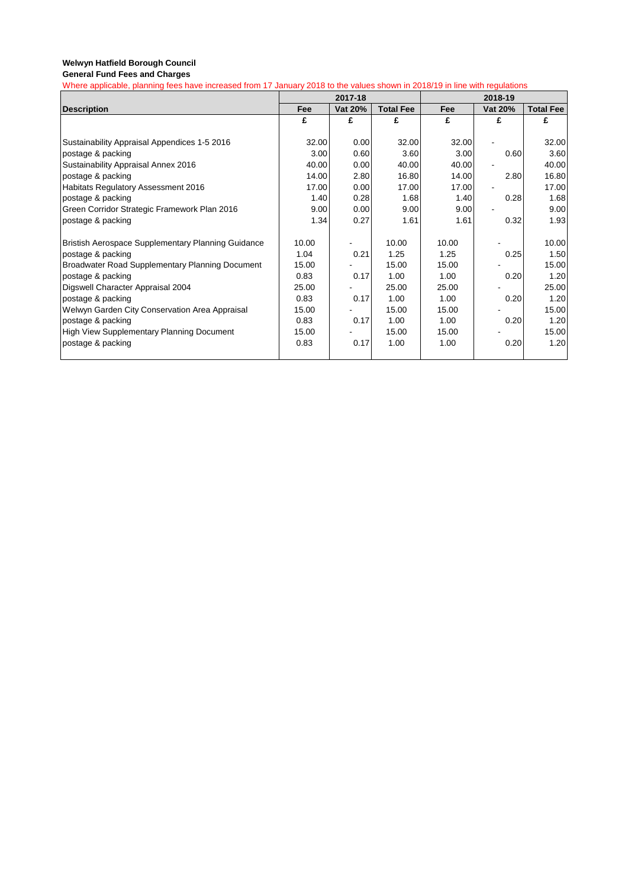**Welwyn Hatfield Borough Council**

**General Fund Fees and Charges**

Where applicable, planning fees have increased from 17 January 2018 to the values shown in 2018/19 in line with regulations

| | 2017-18 | | | 2018-19 | | |
|---|---|---|---|---|---|---|
| **Description** | **Fee** | **Vat 20%** | **Total Fee** | **Fee** | **Vat 20%** | **Total Fee** |
| | £ | £ | £ | £ | £ | £ |
| Sustainability Appraisal Appendices 1-5 2016 | 32.00 | 0.00 | 32.00 | 32.00 | - | 32.00 |
| postage & packing | 3.00 | 0.60 | 3.60 | 3.00 | 0.60 | 3.60 |
| Sustainability Appraisal Annex 2016 | 40.00 | 0.00 | 40.00 | 40.00 | - | 40.00 |
| postage & packing | 14.00 | 2.80 | 16.80 | 14.00 | 2.80 | 16.80 |
| Habitats Regulatory Assessment 2016 | 17.00 | 0.00 | 17.00 | 17.00 | - | 17.00 |
| postage & packing | 1.40 | 0.28 | 1.68 | 1.40 | 0.28 | 1.68 |
| Green Corridor Strategic Framework Plan 2016 | 9.00 | 0.00 | 9.00 | 9.00 | - | 9.00 |
| postage & packing | 1.34 | 0.27 | 1.61 | 1.61 | 0.32 | 1.93 |
| Bristish Aerospace Supplementary Planning Guidance | 10.00 | - | 10.00 | 10.00 | - | 10.00 |
| postage & packing | 1.04 | 0.21 | 1.25 | 1.25 | 0.25 | 1.50 |
| Broadwater Road Supplementary Planning Document | 15.00 | - | 15.00 | 15.00 | - | 15.00 |
| postage & packing | 0.83 | 0.17 | 1.00 | 1.00 | 0.20 | 1.20 |
| Digswell Character Appraisal 2004 | 25.00 | - | 25.00 | 25.00 | - | 25.00 |
| postage & packing | 0.83 | 0.17 | 1.00 | 1.00 | 0.20 | 1.20 |
| Welwyn Garden City Conservation Area Appraisal | 15.00 | - | 15.00 | 15.00 | - | 15.00 |
| postage & packing | 0.83 | 0.17 | 1.00 | 1.00 | 0.20 | 1.20 |
| High View Supplementary Planning Document | 15.00 | - | 15.00 | 15.00 | - | 15.00 |
| postage & packing | 0.83 | 0.17 | 1.00 | 1.00 | 0.20 | 1.20 |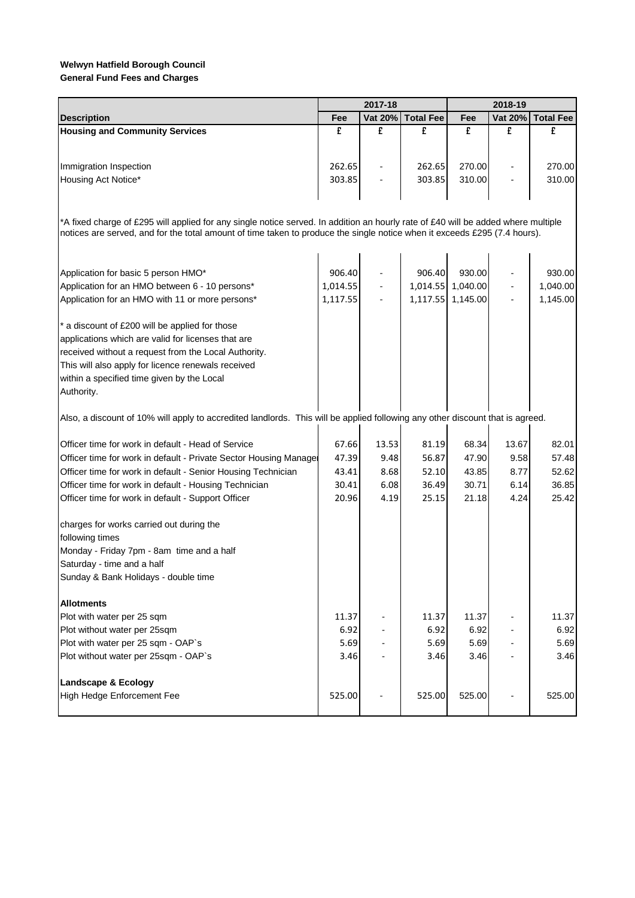**Welwyn Hatfield Borough Council**
**General Fund Fees and Charges**

| | 2017-18 | | | 2018-19 | | |
|---|---|---|---|---|---|---|
| **Description** | **Fee** | **Vat 20%** | **Total Fee** | **Fee** | **Vat 20%** | **Total Fee** |
| **Housing and Community Services** | £ | £ | £ | £ | £ | £ |
| Immigration Inspection | 262.65 | - | 262.65 | 270.00 | - | 270.00 |
| Housing Act Notice* | 303.85 | - | 303.85 | 310.00 | - | 310.00 |
| *A fixed charge of £295 will applied for any single notice served. In addition an hourly rate of £40 will be added where multiple notices are served, and for the total amount of time taken to produce the single notice when it exceeds £295 (7.4 hours). | | | | | | |
| Application for basic 5 person HMO* | 906.40 | - | 906.40 | 930.00 | - | 930.00 |
| Application for an HMO between 6 - 10 persons* | 1,014.55 | - | 1,014.55 | 1,040.00 | - | 1,040.00 |
| Application for an HMO with 11 or more persons* | 1,117.55 | - | 1,117.55 | 1,145.00 | - | 1,145.00 |
| * a discount of £200 will be applied for those applications which are valid for licenses that are received without a request from the Local Authority. This will also apply for licence renewals received within a specified time given by the Local Authority. | | | | | | |
| Also, a discount of 10% will apply to accredited landlords. This will be applied following any other discount that is agreed. | | | | | | |
| Officer time for work in default - Head of Service | 67.66 | 13.53 | 81.19 | 68.34 | 13.67 | 82.01 |
| Officer time for work in default - Private Sector Housing Manager | 47.39 | 9.48 | 56.87 | 47.90 | 9.58 | 57.48 |
| Officer time for work in default - Senior Housing Technician | 43.41 | 8.68 | 52.10 | 43.85 | 8.77 | 52.62 |
| Officer time for work in default - Housing Technician | 30.41 | 6.08 | 36.49 | 30.71 | 6.14 | 36.85 |
| Officer time for work in default - Support Officer | 20.96 | 4.19 | 25.15 | 21.18 | 4.24 | 25.42 |
| charges for works carried out during the following times<br>Monday - Friday 7pm - 8am time and a half<br>Saturday - time and a half<br>Sunday & Bank Holidays - double time | | | | | | |
| **Allotments** | | | | | | |
| Plot with water per 25 sqm | 11.37 | - | 11.37 | 11.37 | - | 11.37 |
| Plot without water per 25sqm | 6.92 | - | 6.92 | 6.92 | - | 6.92 |
| Plot with water per 25 sqm - OAP`s | 5.69 | - | 5.69 | 5.69 | - | 5.69 |
| Plot without water per 25sqm - OAP`s | 3.46 | - | 3.46 | 3.46 | - | 3.46 |
| **Landscape & Ecology** | | | | | | |
| High Hedge Enforcement Fee | 525.00 | - | 525.00 | 525.00 | - | 525.00 |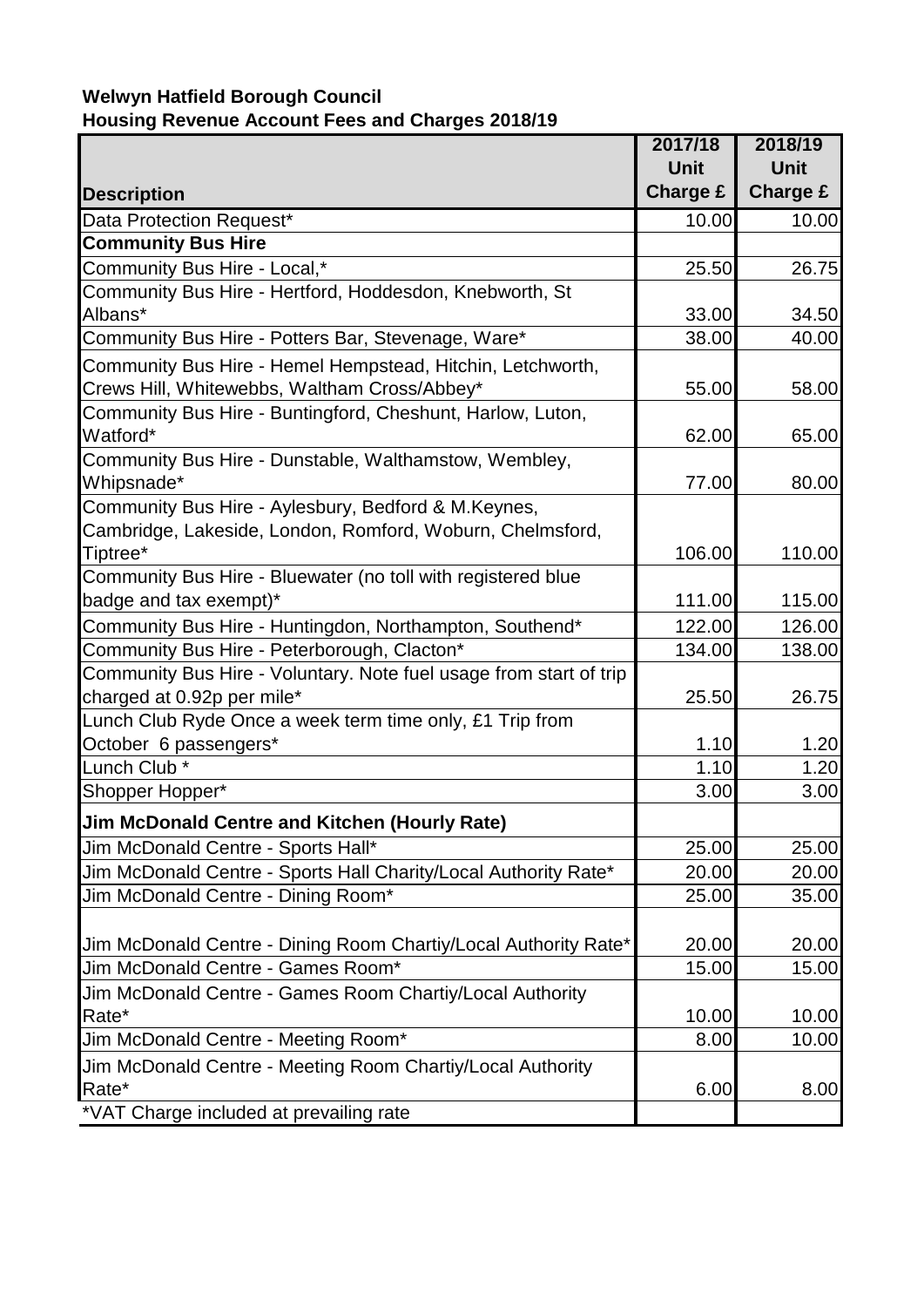**Welwyn Hatfield Borough Council**
**Housing Revenue Account Fees and Charges 2018/19**

| Description | 2017/18 Unit Charge £ | 2018/19 Unit Charge £ |
|---|---|---|
| Data Protection Request* | 10.00 | 10.00 |
| **Community Bus Hire** | | |
| Community Bus Hire - Local,* | 25.50 | 26.75 |
| Community Bus Hire - Hertford, Hoddesdon, Knebworth, St Albans* | 33.00 | 34.50 |
| Community Bus Hire - Potters Bar, Stevenage, Ware* | 38.00 | 40.00 |
| Community Bus Hire - Hemel Hempstead, Hitchin, Letchworth, Crews Hill, Whitewebbs, Waltham Cross/Abbey* | 55.00 | 58.00 |
| Community Bus Hire - Buntingford, Cheshunt, Harlow, Luton, Watford* | 62.00 | 65.00 |
| Community Bus Hire - Dunstable, Walthamstow, Wembley, Whipsnade* | 77.00 | 80.00 |
| Community Bus Hire - Aylesbury, Bedford & M.Keynes, Cambridge, Lakeside, London, Romford, Woburn, Chelmsford, Tiptree* | 106.00 | 110.00 |
| Community Bus Hire - Bluewater (no toll with registered blue badge and tax exempt)* | 111.00 | 115.00 |
| Community Bus Hire - Huntingdon, Northampton, Southend* | 122.00 | 126.00 |
| Community Bus Hire - Peterborough, Clacton* | 134.00 | 138.00 |
| Community Bus Hire - Voluntary. Note fuel usage from start of trip charged at 0.92p per mile* | 25.50 | 26.75 |
| Lunch Club Ryde Once a week term time only, £1 Trip from October 6 passengers* | 1.10 | 1.20 |
| Lunch Club * | 1.10 | 1.20 |
| Shopper Hopper* | 3.00 | 3.00 |
| **Jim McDonald Centre and Kitchen (Hourly Rate)** | | |
| Jim McDonald Centre - Sports Hall* | 25.00 | 25.00 |
| Jim McDonald Centre - Sports Hall Charity/Local Authority Rate* | 20.00 | 20.00 |
| Jim McDonald Centre - Dining Room* | 25.00 | 35.00 |
| Jim McDonald Centre - Dining Room Chartiy/Local Authority Rate* | 20.00 | 20.00 |
| Jim McDonald Centre - Games Room* | 15.00 | 15.00 |
| Jim McDonald Centre - Games Room Chartiy/Local Authority Rate* | 10.00 | 10.00 |
| Jim McDonald Centre - Meeting Room* | 8.00 | 10.00 |
| Jim McDonald Centre - Meeting Room Chartiy/Local Authority Rate* | 6.00 | 8.00 |
| *VAT Charge included at prevailing rate | | |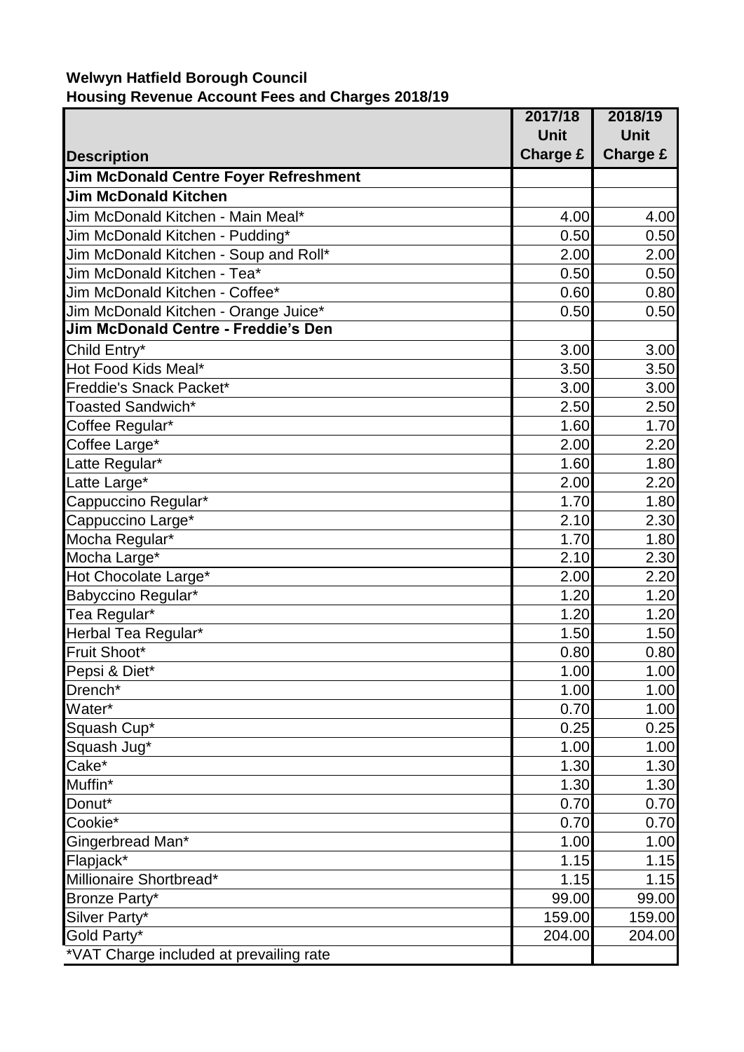**Welwyn Hatfield Borough Council**
**Housing Revenue Account Fees and Charges 2018/19**

| Description | 2017/18 Unit Charge £ | 2018/19 Unit Charge £ |
|---|---|---|
| **Jim McDonald Centre Foyer Refreshment** | | |
| **Jim McDonald Kitchen** | | |
| Jim McDonald Kitchen - Main Meal* | 4.00 | 4.00 |
| Jim McDonald Kitchen - Pudding* | 0.50 | 0.50 |
| Jim McDonald Kitchen - Soup and Roll* | 2.00 | 2.00 |
| Jim McDonald Kitchen - Tea* | 0.50 | 0.50 |
| Jim McDonald Kitchen - Coffee* | 0.60 | 0.80 |
| Jim McDonald Kitchen - Orange Juice* | 0.50 | 0.50 |
| **Jim McDonald Centre - Freddie's Den** | | |
| Child Entry* | 3.00 | 3.00 |
| Hot Food Kids Meal* | 3.50 | 3.50 |
| Freddie's Snack Packet* | 3.00 | 3.00 |
| Toasted Sandwich* | 2.50 | 2.50 |
| Coffee Regular* | 1.60 | 1.70 |
| Coffee Large* | 2.00 | 2.20 |
| Latte Regular* | 1.60 | 1.80 |
| Latte Large* | 2.00 | 2.20 |
| Cappuccino Regular* | 1.70 | 1.80 |
| Cappuccino Large* | 2.10 | 2.30 |
| Mocha Regular* | 1.70 | 1.80 |
| Mocha Large* | 2.10 | 2.30 |
| Hot Chocolate Large* | 2.00 | 2.20 |
| Babyccino Regular* | 1.20 | 1.20 |
| Tea Regular* | 1.20 | 1.20 |
| Herbal Tea Regular* | 1.50 | 1.50 |
| Fruit Shoot* | 0.80 | 0.80 |
| Pepsi & Diet* | 1.00 | 1.00 |
| Drench* | 1.00 | 1.00 |
| Water* | 0.70 | 1.00 |
| Squash Cup* | 0.25 | 0.25 |
| Squash Jug* | 1.00 | 1.00 |
| Cake* | 1.30 | 1.30 |
| Muffin* | 1.30 | 1.30 |
| Donut* | 0.70 | 0.70 |
| Cookie* | 0.70 | 0.70 |
| Gingerbread Man* | 1.00 | 1.00 |
| Flapjack* | 1.15 | 1.15 |
| Millionaire Shortbread* | 1.15 | 1.15 |
| Bronze Party* | 99.00 | 99.00 |
| Silver Party* | 159.00 | 159.00 |
| Gold Party* | 204.00 | 204.00 |
| *VAT Charge included at prevailing rate | | |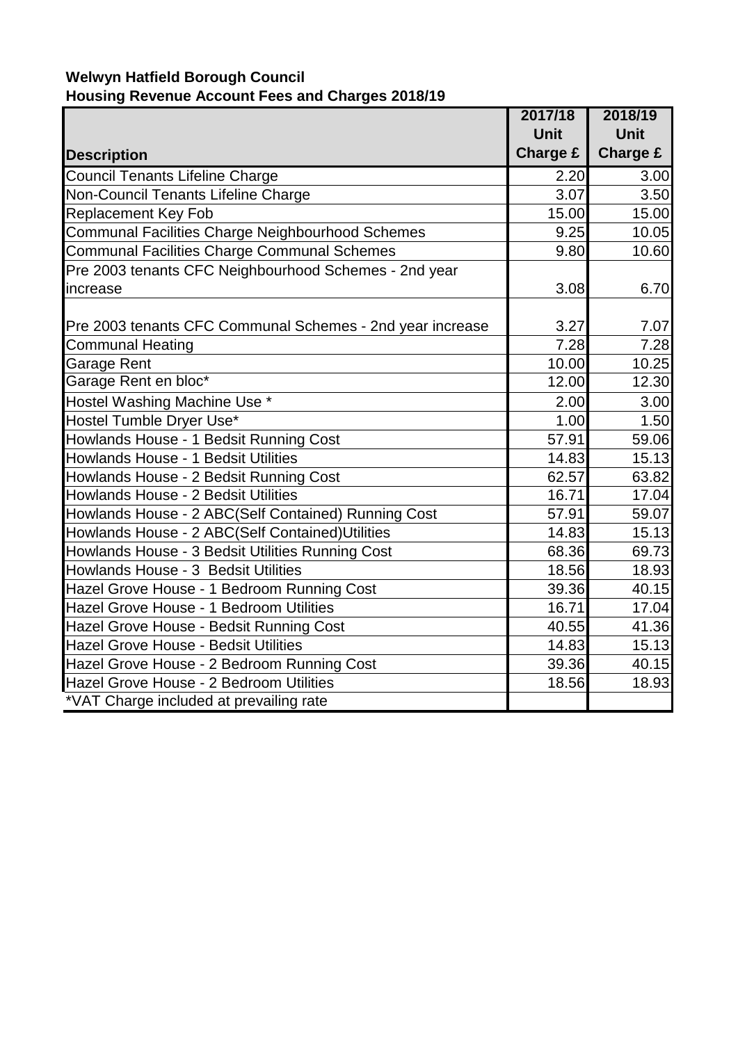**Welwyn Hatfield Borough Council**
**Housing Revenue Account Fees and Charges 2018/19**

| Description | 2017/18 Unit Charge £ | 2018/19 Unit Charge £ |
|---|---|---|
| Council Tenants Lifeline Charge | 2.20 | 3.00 |
| Non-Council Tenants Lifeline Charge | 3.07 | 3.50 |
| Replacement Key Fob | 15.00 | 15.00 |
| Communal Facilities Charge Neighbourhood Schemes | 9.25 | 10.05 |
| Communal Facilities Charge Communal Schemes | 9.80 | 10.60 |
| Pre 2003 tenants CFC Neighbourhood Schemes - 2nd year increase | 3.08 | 6.70 |
| Pre 2003 tenants CFC Communal Schemes - 2nd year increase | 3.27 | 7.07 |
| Communal Heating | 7.28 | 7.28 |
| Garage Rent | 10.00 | 10.25 |
| Garage Rent en bloc* | 12.00 | 12.30 |
| Hostel Washing Machine Use * | 2.00 | 3.00 |
| Hostel Tumble Dryer Use* | 1.00 | 1.50 |
| Howlands House - 1 Bedsit Running Cost | 57.91 | 59.06 |
| Howlands House - 1 Bedsit Utilities | 14.83 | 15.13 |
| Howlands House - 2 Bedsit Running Cost | 62.57 | 63.82 |
| Howlands House - 2 Bedsit Utilities | 16.71 | 17.04 |
| Howlands House - 2 ABC(Self Contained) Running Cost | 57.91 | 59.07 |
| Howlands House - 2 ABC(Self Contained)Utilities | 14.83 | 15.13 |
| Howlands House - 3 Bedsit Utilities Running Cost | 68.36 | 69.73 |
| Howlands House - 3 Bedsit Utilities | 18.56 | 18.93 |
| Hazel Grove House - 1 Bedroom Running Cost | 39.36 | 40.15 |
| Hazel Grove House - 1 Bedroom Utilities | 16.71 | 17.04 |
| Hazel Grove House - Bedsit Running Cost | 40.55 | 41.36 |
| Hazel Grove House - Bedsit Utilities | 14.83 | 15.13 |
| Hazel Grove House - 2 Bedroom Running Cost | 39.36 | 40.15 |
| Hazel Grove House - 2 Bedroom Utilities | 18.56 | 18.93 |
| *VAT Charge included at prevailing rate | | |